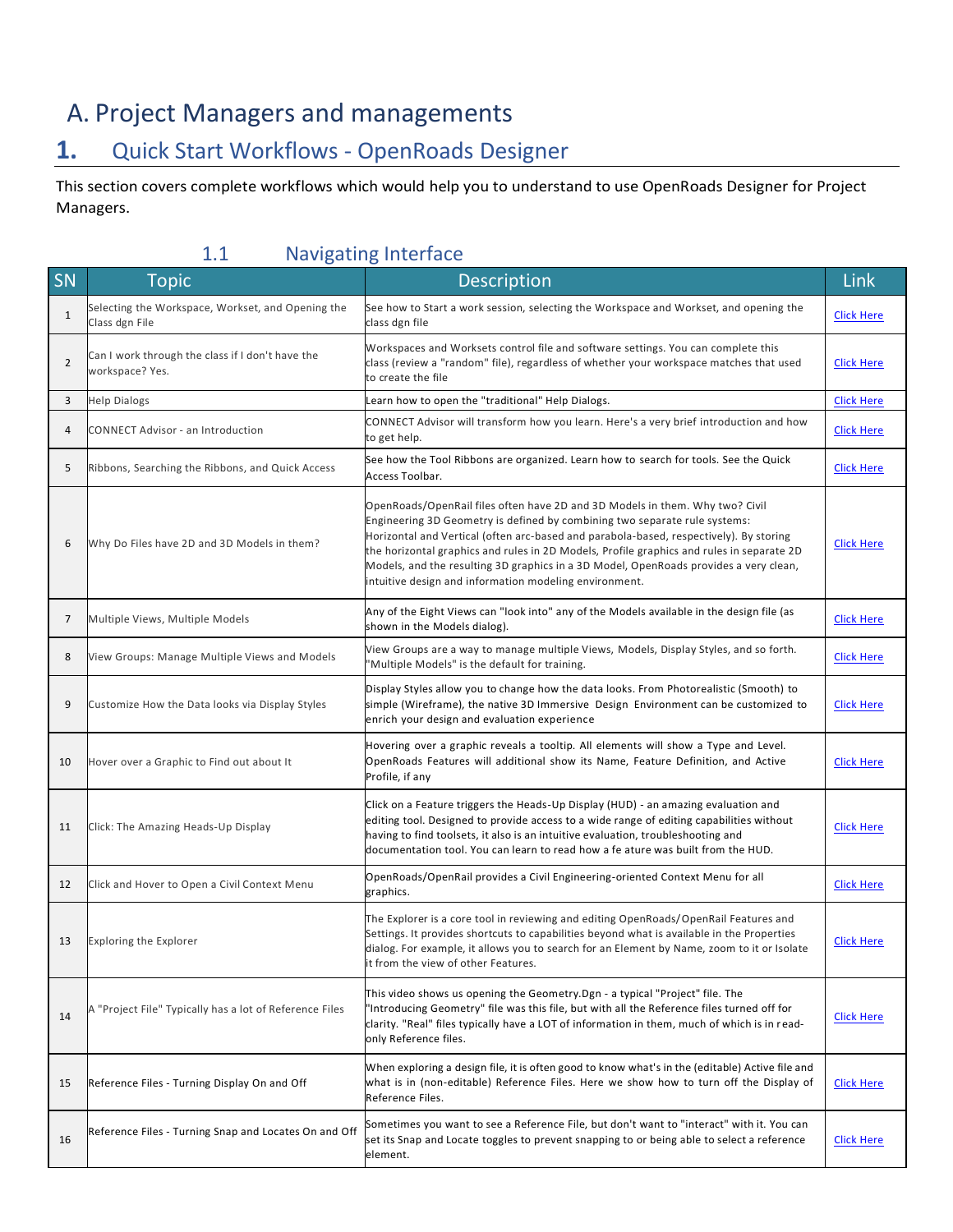# A. Project Managers and managements

## 1. Quick Start Workflows - OpenRoads Designer

This section covers complete workflows which would help you to understand to use OpenRoads Designer for Project Managers.

### 1.1 Navigating Interface

| SN | Topic | Description | Link |
|---|---|---|---|
| 1 | Selecting the Workspace, Workset, and Opening the Class dgn File | See how to Start a work session, selecting the Workspace and Workset, and opening the class dgn file | Click Here |
| 2 | Can I work through the class if I don't have the workspace? Yes. | Workspaces and Worksets control file and software settings. You can complete this class (review a "random" file), regardless of whether your workspace matches that used to create the file | Click Here |
| 3 | Help Dialogs | Learn how to open the "traditional" Help Dialogs. | Click Here |
| 4 | CONNECT Advisor - an Introduction | CONNECT Advisor will transform how you learn. Here's a very brief introduction and how to get help. | Click Here |
| 5 | Ribbons, Searching the Ribbons, and Quick Access | See how the Tool Ribbons are organized. Learn how to search for tools. See the Quick Access Toolbar. | Click Here |
| 6 | Why Do Files have 2D and 3D Models in them? | OpenRoads/OpenRail files often have 2D and 3D Models in them. Why two? Civil Engineering 3D Geometry is defined by combining two separate rule systems: Horizontal and Vertical (often arc-based and parabola-based, respectively). By storing the horizontal graphics and rules in 2D Models, Profile graphics and rules in separate 2D Models, and the resulting 3D graphics in a 3D Model, OpenRoads provides a very clean, intuitive design and information modeling environment. | Click Here |
| 7 | Multiple Views, Multiple Models | Any of the Eight Views can "look into" any of the Models available in the design file (as shown in the Models dialog). | Click Here |
| 8 | View Groups: Manage Multiple Views and Models | View Groups are a way to manage multiple Views, Models, Display Styles, and so forth. "Multiple Models" is the default for training. | Click Here |
| 9 | Customize How the Data looks via Display Styles | Display Styles allow you to change how the data looks. From Photorealistic (Smooth) to simple (Wireframe), the native 3D Immersive Design Environment can be customized to enrich your design and evaluation experience | Click Here |
| 10 | Hover over a Graphic to Find out about It | Hovering over a graphic reveals a tooltip. All elements will show a Type and Level. OpenRoads Features will additional show its Name, Feature Definition, and Active Profile, if any | Click Here |
| 11 | Click: The Amazing Heads-Up Display | Click on a Feature triggers the Heads-Up Display (HUD) - an amazing evaluation and editing tool. Designed to provide access to a wide range of editing capabilities without having to find toolsets, it also is an intuitive evaluation, troubleshooting and documentation tool. You can learn to read how a fe ature was built from the HUD. | Click Here |
| 12 | Click and Hover to Open a Civil Context Menu | OpenRoads/OpenRail provides a Civil Engineering-oriented Context Menu for all graphics. | Click Here |
| 13 | Exploring the Explorer | The Explorer is a core tool in reviewing and editing OpenRoads/OpenRail Features and Settings. It provides shortcuts to capabilities beyond what is available in the Properties dialog. For example, it allows you to search for an Element by Name, zoom to it or Isolate it from the view of other Features. | Click Here |
| 14 | A "Project File" Typically has a lot of Reference Files | This video shows us opening the Geometry.Dgn - a typical "Project" file. The "Introducing Geometry" file was this file, but with all the Reference files turned off for clarity. "Real" files typically have a LOT of information in them, much of which is in read-only Reference files. | Click Here |
| 15 | Reference Files - Turning Display On and Off | When exploring a design file, it is often good to know what's in the (editable) Active file and what is in (non-editable) Reference Files. Here we show how to turn off the Display of Reference Files. | Click Here |
| 16 | Reference Files - Turning Snap and Locates On and Off | Sometimes you want to see a Reference File, but don't want to "interact" with it. You can set its Snap and Locate toggles to prevent snapping to or being able to select a reference element. | Click Here |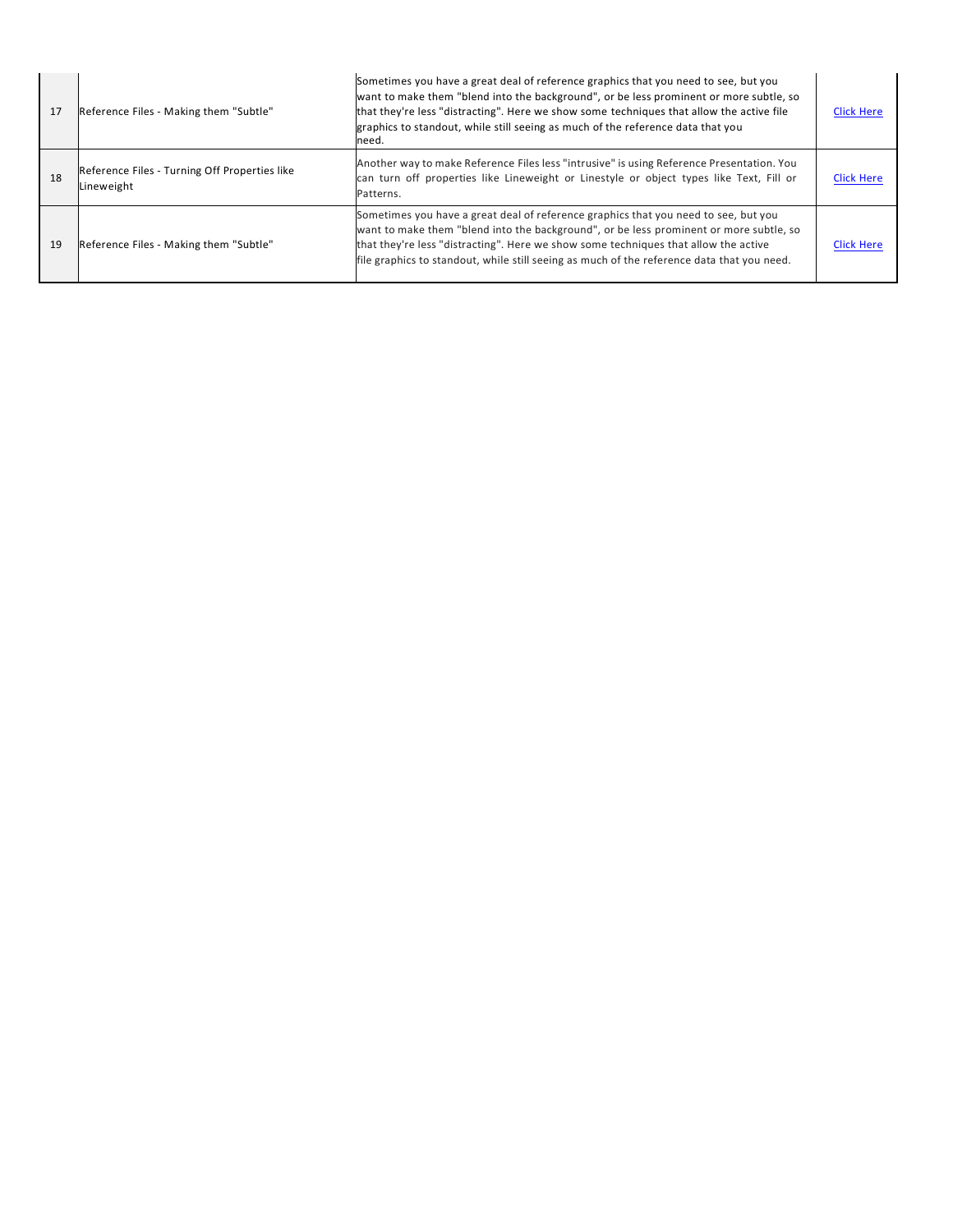| | | | |
|---|---|---|---|
| 17 | Reference Files - Making them "Subtle" | Sometimes you have a great deal of reference graphics that you need to see, but you want to make them "blend into the background", or be less prominent or more subtle, so that they're less "distracting". Here we show some techniques that allow the active file graphics to standout, while still seeing as much of the reference data that you need. | Click Here |
| 18 | Reference Files - Turning Off Properties like Lineweight | Another way to make Reference Files less "intrusive" is using Reference Presentation. You can turn off properties like Lineweight or Linestyle or object types like Text, Fill or Patterns. | Click Here |
| 19 | Reference Files - Making them "Subtle" | Sometimes you have a great deal of reference graphics that you need to see, but you want to make them "blend into the background", or be less prominent or more subtle, so that they're less "distracting". Here we show some techniques that allow the active file graphics to standout, while still seeing as much of the reference data that you need. | Click Here |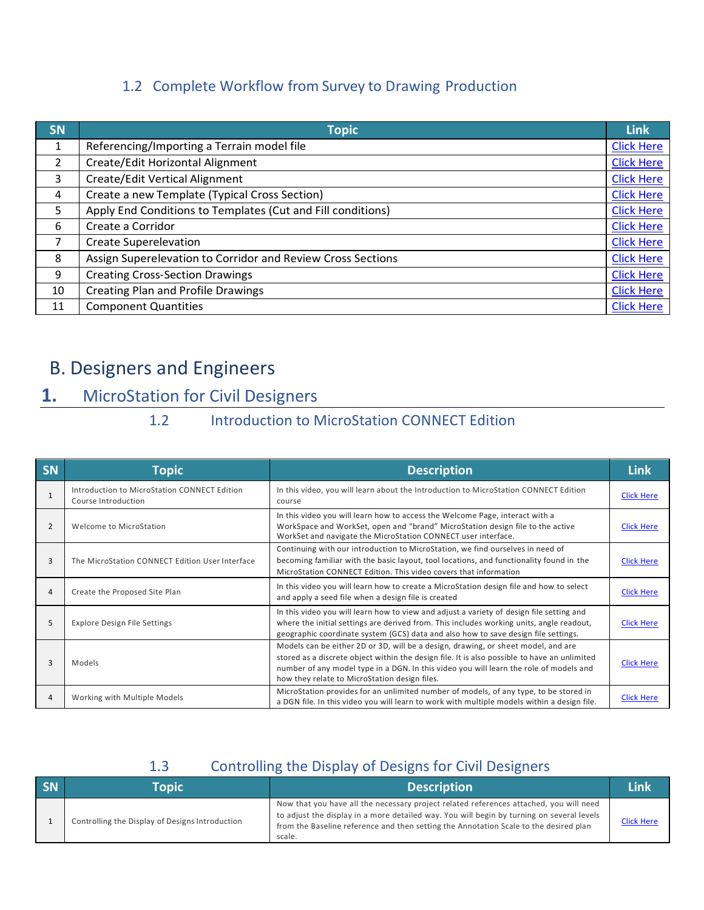### 1.2 Complete Workflow from Survey to Drawing Production

| SN | Topic | Link |
|---|---|---|
| 1 | Referencing/Importing a Terrain model file | Click Here |
| 2 | Create/Edit Horizontal Alignment | Click Here |
| 3 | Create/Edit Vertical Alignment | Click Here |
| 4 | Create a new Template (Typical Cross Section) | Click Here |
| 5 | Apply End Conditions to Templates (Cut and Fill conditions) | Click Here |
| 6 | Create a Corridor | Click Here |
| 7 | Create Superelevation | Click Here |
| 8 | Assign Superelevation to Corridor and Review Cross Sections | Click Here |
| 9 | Creating Cross-Section Drawings | Click Here |
| 10 | Creating Plan and Profile Drawings | Click Here |
| 11 | Component Quantities | Click Here |

# B. Designers and Engineers

## 1. MicroStation for Civil Designers

### 1.2 Introduction to MicroStation CONNECT Edition

| SN | Topic | Description | Link |
|---|---|---|---|
| 1 | Introduction to MicroStation CONNECT Edition Course Introduction | In this video, you will learn about the Introduction to MicroStation CONNECT Edition course | Click Here |
| 2 | Welcome to MicroStation | In this video you will learn how to access the Welcome Page, interact with a WorkSpace and WorkSet, open and "brand" MicroStation design file to the active WorkSet and navigate the MicroStation CONNECT user interface. | Click Here |
| 3 | The MicroStation CONNECT Edition User Interface | Continuing with our introduction to MicroStation, we find ourselves in need of becoming familiar with the basic layout, tool locations, and functionality found in the MicroStation CONNECT Edition. This video covers that information | Click Here |
| 4 | Create the Proposed Site Plan | In this video you will learn how to create a MicroStation design file and how to select and apply a seed file when a design file is created | Click Here |
| 5 | Explore Design File Settings | In this video you will learn how to view and adjust a variety of design file setting and where the initial settings are derived from. This includes working units, angle readout, geographic coordinate system (GCS) data and also how to save design file settings. | Click Here |
| 3 | Models | Models can be either 2D or 3D, will be a design, drawing, or sheet model, and are stored as a discrete object within the design file. It is also possible to have an unlimited number of any model type in a DGN. In this video you will learn the role of models and how they relate to MicroStation design files. | Click Here |
| 4 | Working with Multiple Models | MicroStation provides for an unlimited number of models, of any type, to be stored in a DGN file. In this video you will learn to work with multiple models within a design file. | Click Here |

### 1.3 Controlling the Display of Designs for Civil Designers

| SN | Topic | Description | Link |
|---|---|---|---|
| 1 | Controlling the Display of Designs Introduction | Now that you have all the necessary project related references attached, you will need to adjust the display in a more detailed way. You will begin by turning on several levels from the Baseline reference and then setting the Annotation Scale to the desired plan scale. | Click Here |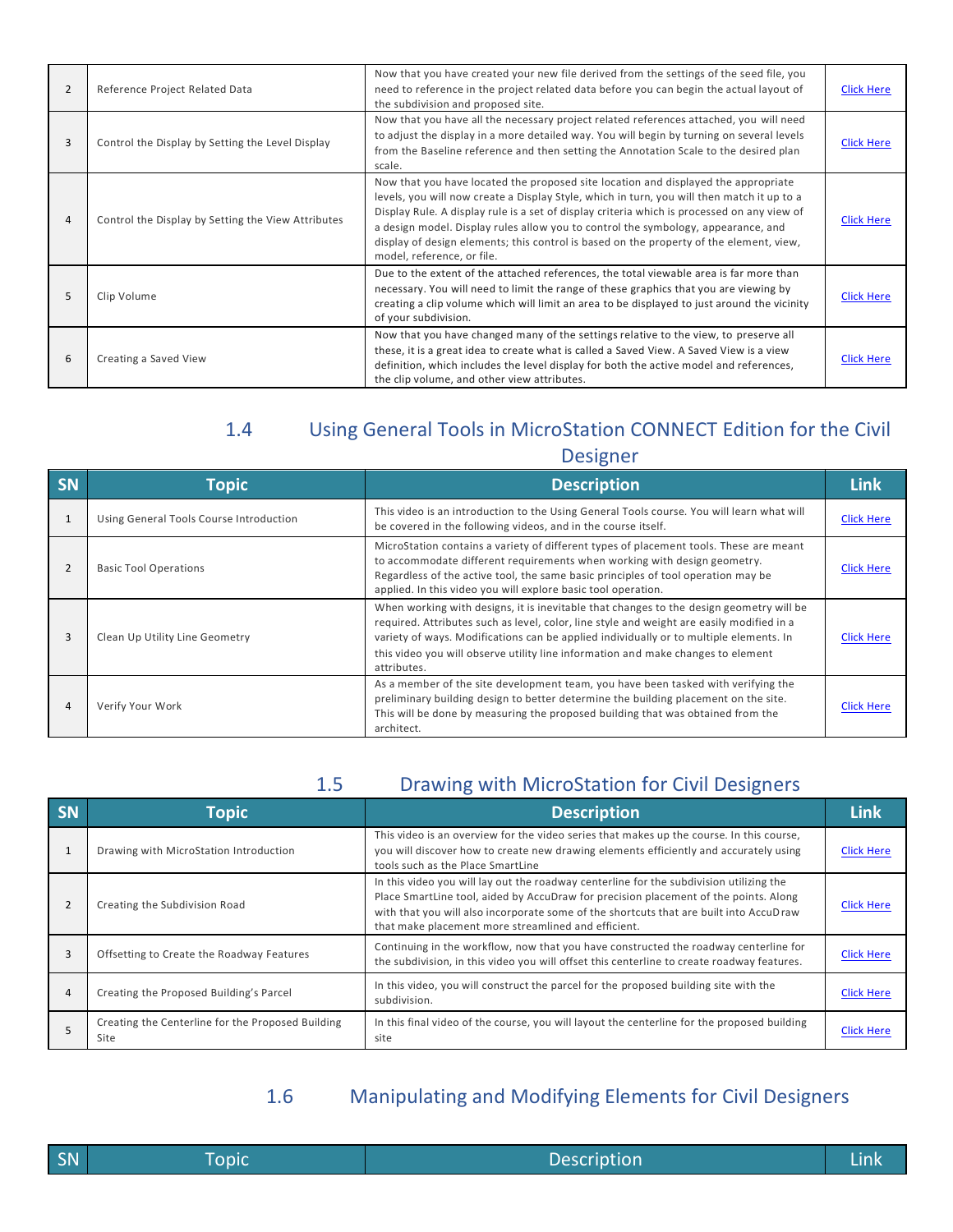| SN | Topic | Description | Link |
|---|---|---|---|
| 2 | Reference Project Related Data | Now that you have created your new file derived from the settings of the seed file, you need to reference in the project related data before you can begin the actual layout of the subdivision and proposed site. | Click Here |
| 3 | Control the Display by Setting the Level Display | Now that you have all the necessary project related references attached, you will need to adjust the display in a more detailed way. You will begin by turning on several levels from the Baseline reference and then setting the Annotation Scale to the desired plan scale. | Click Here |
| 4 | Control the Display by Setting the View Attributes | Now that you have located the proposed site location and displayed the appropriate levels, you will now create a Display Style, which in turn, you will then match it up to a Display Rule. A display rule is a set of display criteria which is processed on any view of a design model. Display rules allow you to control the symbology, appearance, and display of design elements; this control is based on the property of the element, view, model, reference, or file. | Click Here |
| 5 | Clip Volume | Due to the extent of the attached references, the total viewable area is far more than necessary. You will need to limit the range of these graphics that you are viewing by creating a clip volume which will limit an area to be displayed to just around the vicinity of your subdivision. | Click Here |
| 6 | Creating a Saved View | Now that you have changed many of the settings relative to the view, to preserve all these, it is a great idea to create what is called a Saved View. A Saved View is a view definition, which includes the level display for both the active model and references, the clip volume, and other view attributes. | Click Here |

## 1.4 Using General Tools in MicroStation CONNECT Edition for the Civil Designer

| SN | Topic | Description | Link |
|---|---|---|---|
| 1 | Using General Tools Course Introduction | This video is an introduction to the Using General Tools course. You will learn what will be covered in the following videos, and in the course itself. | Click Here |
| 2 | Basic Tool Operations | MicroStation contains a variety of different types of placement tools. These are meant to accommodate different requirements when working with design geometry. Regardless of the active tool, the same basic principles of tool operation may be applied. In this video you will explore basic tool operation. | Click Here |
| 3 | Clean Up Utility Line Geometry | When working with designs, it is inevitable that changes to the design geometry will be required. Attributes such as level, color, line style and weight are easily modified in a variety of ways. Modifications can be applied individually or to multiple elements. In this video you will observe utility line information and make changes to element attributes. | Click Here |
| 4 | Verify Your Work | As a member of the site development team, you have been tasked with verifying the preliminary building design to better determine the building placement on the site. This will be done by measuring the proposed building that was obtained from the architect. | Click Here |

## 1.5 Drawing with MicroStation for Civil Designers

| SN | Topic | Description | Link |
|---|---|---|---|
| 1 | Drawing with MicroStation Introduction | This video is an overview for the video series that makes up the course. In this course, you will discover how to create new drawing elements efficiently and accurately using tools such as the Place SmartLine | Click Here |
| 2 | Creating the Subdivision Road | In this video you will lay out the roadway centerline for the subdivision utilizing the Place SmartLine tool, aided by AccuDraw for precision placement of the points. Along with that you will also incorporate some of the shortcuts that are built into AccuDraw that make placement more streamlined and efficient. | Click Here |
| 3 | Offsetting to Create the Roadway Features | Continuing in the workflow, now that you have constructed the roadway centerline for the subdivision, in this video you will offset this centerline to create roadway features. | Click Here |
| 4 | Creating the Proposed Building's Parcel | In this video, you will construct the parcel for the proposed building site with the subdivision. | Click Here |
| 5 | Creating the Centerline for the Proposed Building Site | In this final video of the course, you will layout the centerline for the proposed building site | Click Here |

## 1.6 Manipulating and Modifying Elements for Civil Designers

| SN | Topic | Description | Link |
|---|---|---|---|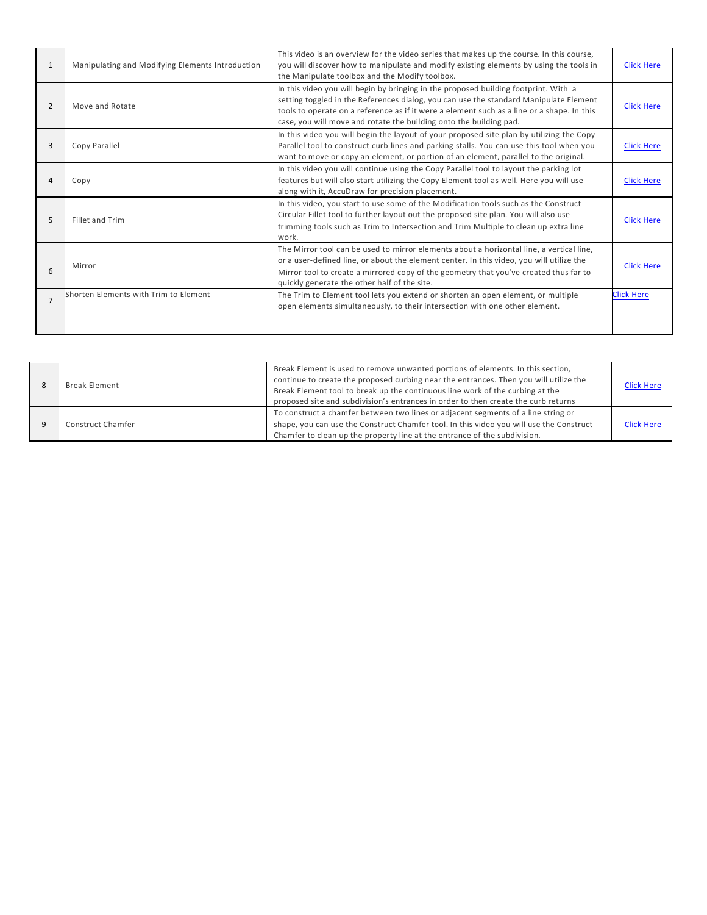| | | | |
|---|---|---|---|
| 1 | Manipulating and Modifying Elements Introduction | This video is an overview for the video series that makes up the course. In this course, you will discover how to manipulate and modify existing elements by using the tools in the Manipulate toolbox and the Modify toolbox. | Click Here |
| 2 | Move and Rotate | In this video you will begin by bringing in the proposed building footprint. With a setting toggled in the References dialog, you can use the standard Manipulate Element tools to operate on a reference as if it were a element such as a line or a shape. In this case, you will move and rotate the building onto the building pad. | Click Here |
| 3 | Copy Parallel | In this video you will begin the layout of your proposed site plan by utilizing the Copy Parallel tool to construct curb lines and parking stalls. You can use this tool when you want to move or copy an element, or portion of an element, parallel to the original. | Click Here |
| 4 | Copy | In this video you will continue using the Copy Parallel tool to layout the parking lot features but will also start utilizing the Copy Element tool as well. Here you will use along with it, AccuDraw for precision placement. | Click Here |
| 5 | Fillet and Trim | In this video, you start to use some of the Modification tools such as the Construct Circular Fillet tool to further layout out the proposed site plan. You will also use trimming tools such as Trim to Intersection and Trim Multiple to clean up extra line work. | Click Here |
| 6 | Mirror | The Mirror tool can be used to mirror elements about a horizontal line, a vertical line, or a user-defined line, or about the element center. In this video, you will utilize the Mirror tool to create a mirrored copy of the geometry that you've created thus far to quickly generate the other half of the site. | Click Here |
| 7 | Shorten Elements with Trim to Element | The Trim to Element tool lets you extend or shorten an open element, or multiple open elements simultaneously, to their intersection with one other element. | Click Here |
| 8 | Break Element | Break Element is used to remove unwanted portions of elements. In this section, continue to create the proposed curbing near the entrances. Then you will utilize the Break Element tool to break up the continuous line work of the curbing at the proposed site and subdivision's entrances in order to then create the curb returns | Click Here |
| 9 | Construct Chamfer | To construct a chamfer between two lines or adjacent segments of a line string or shape, you can use the Construct Chamfer tool. In this video you will use the Construct Chamfer to clean up the property line at the entrance of the subdivision. | Click Here |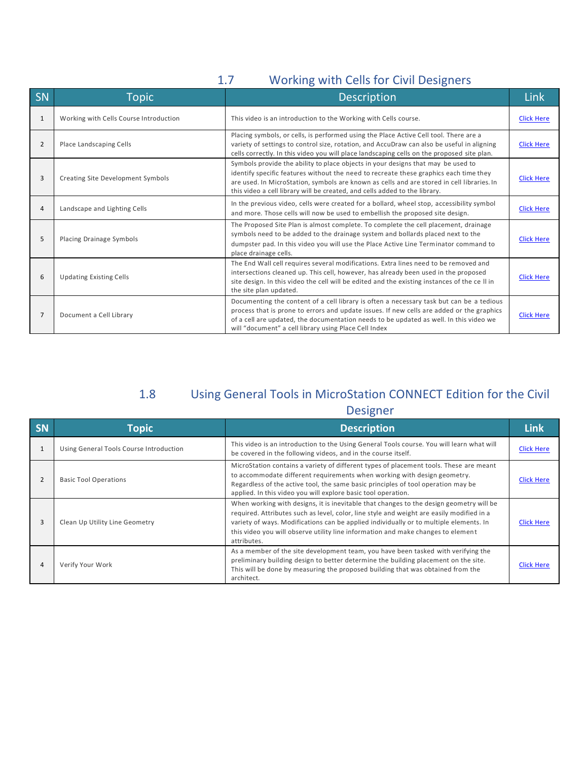## 1.7 Working with Cells for Civil Designers

| SN | Topic | Description | Link |
|---|---|---|---|
| 1 | Working with Cells Course Introduction | This video is an introduction to the Working with Cells course. | Click Here |
| 2 | Place Landscaping Cells | Placing symbols, or cells, is performed using the Place Active Cell tool. There are a variety of settings to control size, rotation, and AccuDraw can also be useful in aligning cells correctly. In this video you will place landscaping cells on the proposed site plan. | Click Here |
| 3 | Creating Site Development Symbols | Symbols provide the ability to place objects in your designs that may be used to identify specific features without the need to recreate these graphics each time they are used. In MicroStation, symbols are known as cells and are stored in cell libraries. In this video a cell library will be created, and cells added to the library. | Click Here |
| 4 | Landscape and Lighting Cells | In the previous video, cells were created for a bollard, wheel stop, accessibility symbol and more. Those cells will now be used to embellish the proposed site design. | Click Here |
| 5 | Placing Drainage Symbols | The Proposed Site Plan is almost complete. To complete the cell placement, drainage symbols need to be added to the drainage system and bollards placed next to the dumpster pad. In this video you will use the Place Active Line Terminator command to place drainage cells. | Click Here |
| 6 | Updating Existing Cells | The End Wall cell requires several modifications. Extra lines need to be removed and intersections cleaned up. This cell, however, has already been used in the proposed site design. In this video the cell will be edited and the existing instances of the ce ll in the site plan updated. | Click Here |
| 7 | Document a Cell Library | Documenting the content of a cell library is often a necessary task but can be a tedious process that is prone to errors and update issues. If new cells are added or the graphics of a cell are updated, the documentation needs to be updated as well. In this video we will "document" a cell library using Place Cell Index | Click Here |

## 1.8 Using General Tools in MicroStation CONNECT Edition for the Civil Designer

| SN | Topic | Description | Link |
|---|---|---|---|
| 1 | Using General Tools Course Introduction | This video is an introduction to the Using General Tools course. You will learn what will be covered in the following videos, and in the course itself. | Click Here |
| 2 | Basic Tool Operations | MicroStation contains a variety of different types of placement tools. These are meant to accommodate different requirements when working with design geometry. Regardless of the active tool, the same basic principles of tool operation may be applied. In this video you will explore basic tool operation. | Click Here |
| 3 | Clean Up Utility Line Geometry | When working with designs, it is inevitable that changes to the design geometry will be required. Attributes such as level, color, line style and weight are easily modified in a variety of ways. Modifications can be applied individually or to multiple elements. In this video you will observe utility line information and make changes to element attributes. | Click Here |
| 4 | Verify Your Work | As a member of the site development team, you have been tasked with verifying the preliminary building design to better determine the building placement on the site. This will be done by measuring the proposed building that was obtained from the architect. | Click Here |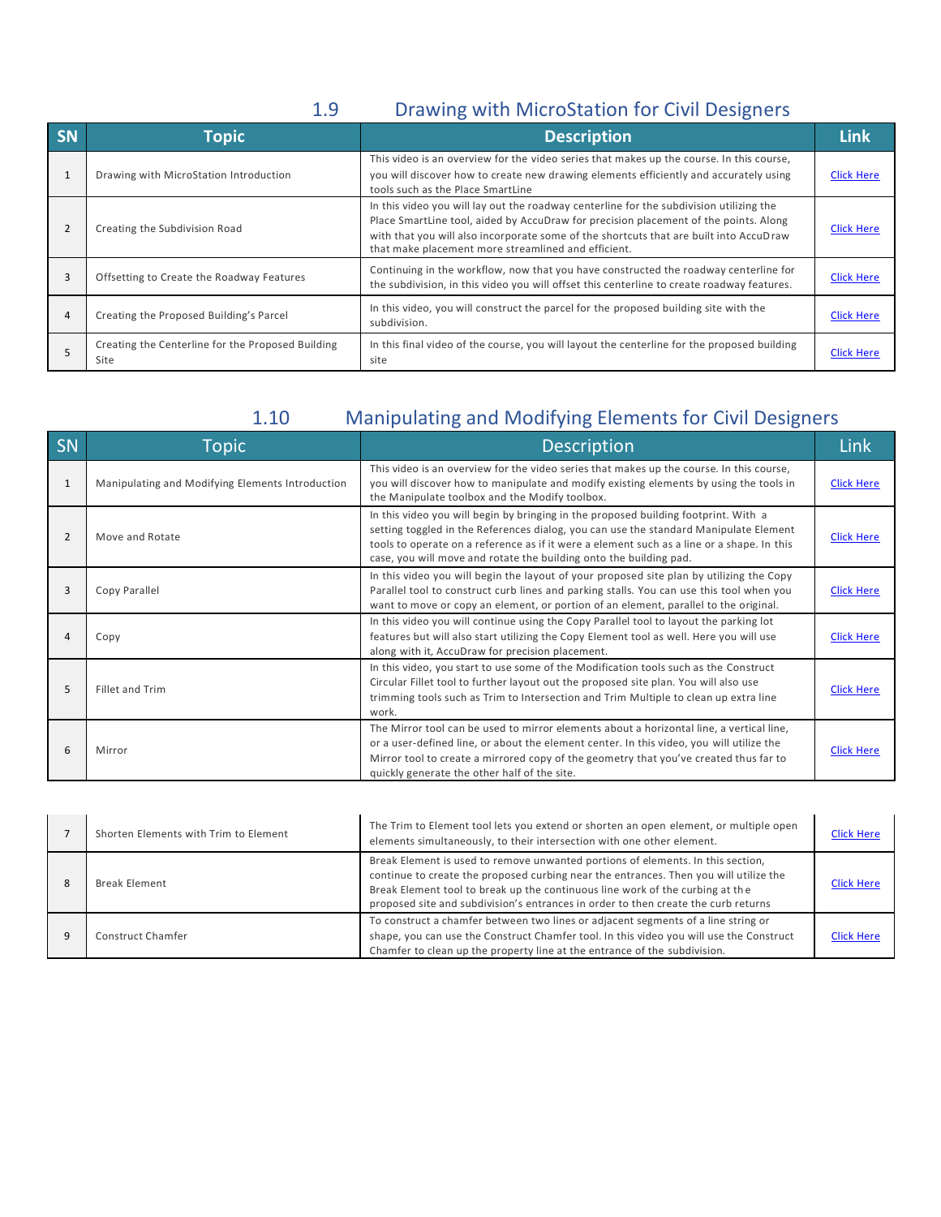## 1.9 Drawing with MicroStation for Civil Designers

| SN | Topic | Description | Link |
|---|---|---|---|
| 1 | Drawing with MicroStation Introduction | This video is an overview for the video series that makes up the course. In this course, you will discover how to create new drawing elements efficiently and accurately using tools such as the Place SmartLine | Click Here |
| 2 | Creating the Subdivision Road | In this video you will lay out the roadway centerline for the subdivision utilizing the Place SmartLine tool, aided by AccuDraw for precision placement of the points. Along with that you will also incorporate some of the shortcuts that are built into AccuDraw that make placement more streamlined and efficient. | Click Here |
| 3 | Offsetting to Create the Roadway Features | Continuing in the workflow, now that you have constructed the roadway centerline for the subdivision, in this video you will offset this centerline to create roadway features. | Click Here |
| 4 | Creating the Proposed Building's Parcel | In this video, you will construct the parcel for the proposed building site with the subdivision. | Click Here |
| 5 | Creating the Centerline for the Proposed Building Site | In this final video of the course, you will layout the centerline for the proposed building site | Click Here |

## 1.10 Manipulating and Modifying Elements for Civil Designers

| SN | Topic | Description | Link |
|---|---|---|---|
| 1 | Manipulating and Modifying Elements Introduction | This video is an overview for the video series that makes up the course. In this course, you will discover how to manipulate and modify existing elements by using the tools in the Manipulate toolbox and the Modify toolbox. | Click Here |
| 2 | Move and Rotate | In this video you will begin by bringing in the proposed building footprint. With a setting toggled in the References dialog, you can use the standard Manipulate Element tools to operate on a reference as if it were a element such as a line or a shape. In this case, you will move and rotate the building onto the building pad. | Click Here |
| 3 | Copy Parallel | In this video you will begin the layout of your proposed site plan by utilizing the Copy Parallel tool to construct curb lines and parking stalls. You can use this tool when you want to move or copy an element, or portion of an element, parallel to the original. | Click Here |
| 4 | Copy | In this video you will continue using the Copy Parallel tool to layout the parking lot features but will also start utilizing the Copy Element tool as well. Here you will use along with it, AccuDraw for precision placement. | Click Here |
| 5 | Fillet and Trim | In this video, you start to use some of the Modification tools such as the Construct Circular Fillet tool to further layout out the proposed site plan. You will also use trimming tools such as Trim to Intersection and Trim Multiple to clean up extra line work. | Click Here |
| 6 | Mirror | The Mirror tool can be used to mirror elements about a horizontal line, a vertical line, or a user-defined line, or about the element center. In this video, you will utilize the Mirror tool to create a mirrored copy of the geometry that you've created thus far to quickly generate the other half of the site. | Click Here |
| 7 | Shorten Elements with Trim to Element | The Trim to Element tool lets you extend or shorten an open element, or multiple open elements simultaneously, to their intersection with one other element. | Click Here |
| 8 | Break Element | Break Element is used to remove unwanted portions of elements. In this section, continue to create the proposed curbing near the entrances. Then you will utilize the Break Element tool to break up the continuous line work of the curbing at the proposed site and subdivision's entrances in order to then create the curb returns | Click Here |
| 9 | Construct Chamfer | To construct a chamfer between two lines or adjacent segments of a line string or shape, you can use the Construct Chamfer tool. In this video you will use the Construct Chamfer to clean up the property line at the entrance of the subdivision. | Click Here |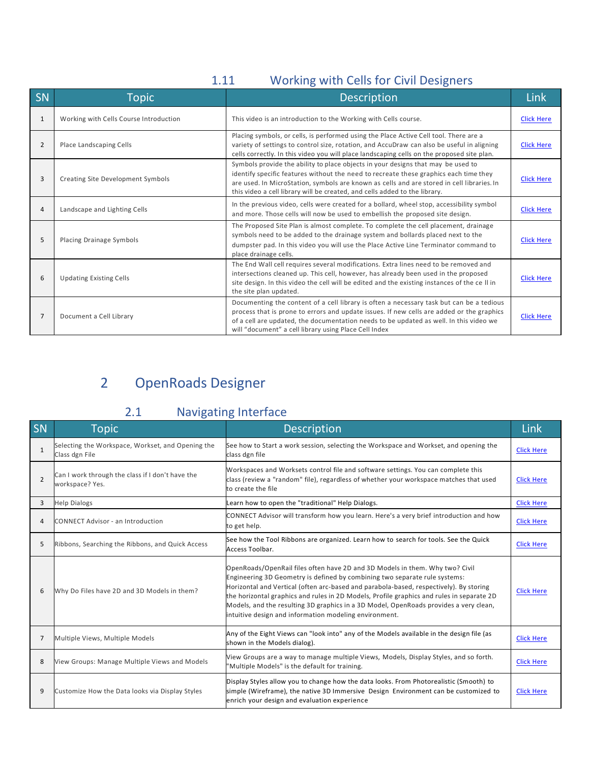### 1.11 Working with Cells for Civil Designers

| SN | Topic | Description | Link |
|---|---|---|---|
| 1 | Working with Cells Course Introduction | This video is an introduction to the Working with Cells course. | Click Here |
| 2 | Place Landscaping Cells | Placing symbols, or cells, is performed using the Place Active Cell tool. There are a variety of settings to control size, rotation, and AccuDraw can also be useful in aligning cells correctly. In this video you will place landscaping cells on the proposed site plan. | Click Here |
| 3 | Creating Site Development Symbols | Symbols provide the ability to place objects in your designs that may be used to identify specific features without the need to recreate these graphics each time they are used. In MicroStation, symbols are known as cells and are stored in cell libraries. In this video a cell library will be created, and cells added to the library. | Click Here |
| 4 | Landscape and Lighting Cells | In the previous video, cells were created for a bollard, wheel stop, accessibility symbol and more. Those cells will now be used to embellish the proposed site design. | Click Here |
| 5 | Placing Drainage Symbols | The Proposed Site Plan is almost complete. To complete the cell placement, drainage symbols need to be added to the drainage system and bollards placed next to the dumpster pad. In this video you will use the Place Active Line Terminator command to place drainage cells. | Click Here |
| 6 | Updating Existing Cells | The End Wall cell requires several modifications. Extra lines need to be removed and intersections cleaned up. This cell, however, has already been used in the proposed site design. In this video the cell will be edited and the existing instances of the ce ll in the site plan updated. | Click Here |
| 7 | Document a Cell Library | Documenting the content of a cell library is often a necessary task but can be a tedious process that is prone to errors and update issues. If new cells are added or the graphics of a cell are updated, the documentation needs to be updated as well. In this video we will "document" a cell library using Place Cell Index | Click Here |

# 2 OpenRoads Designer

## 2.1 Navigating Interface

| SN | Topic | Description | Link |
|---|---|---|---|
| 1 | Selecting the Workspace, Workset, and Opening the Class dgn File | See how to Start a work session, selecting the Workspace and Workset, and opening the class dgn file | Click Here |
| 2 | Can I work through the class if I don't have the workspace? Yes. | Workspaces and Worksets control file and software settings. You can complete this class (review a "random" file), regardless of whether your workspace matches that used to create the file | Click Here |
| 3 | Help Dialogs | Learn how to open the "traditional" Help Dialogs. | Click Here |
| 4 | CONNECT Advisor - an Introduction | CONNECT Advisor will transform how you learn. Here's a very brief introduction and how to get help. | Click Here |
| 5 | Ribbons, Searching the Ribbons, and Quick Access | See how the Tool Ribbons are organized. Learn how to search for tools. See the Quick Access Toolbar. | Click Here |
| 6 | Why Do Files have 2D and 3D Models in them? | OpenRoads/OpenRail files often have 2D and 3D Models in them. Why two? Civil Engineering 3D Geometry is defined by combining two separate rule systems: Horizontal and Vertical (often arc-based and parabola-based, respectively). By storing the horizontal graphics and rules in 2D Models, Profile graphics and rules in separate 2D Models, and the resulting 3D graphics in a 3D Model, OpenRoads provides a very clean, intuitive design and information modeling environment. | Click Here |
| 7 | Multiple Views, Multiple Models | Any of the Eight Views can "look into" any of the Models available in the design file (as shown in the Models dialog). | Click Here |
| 8 | View Groups: Manage Multiple Views and Models | View Groups are a way to manage multiple Views, Models, Display Styles, and so forth. "Multiple Models" is the default for training. | Click Here |
| 9 | Customize How the Data looks via Display Styles | Display Styles allow you to change how the data looks. From Photorealistic (Smooth) to simple (Wireframe), the native 3D Immersive Design Environment can be customized to enrich your design and evaluation experience | Click Here |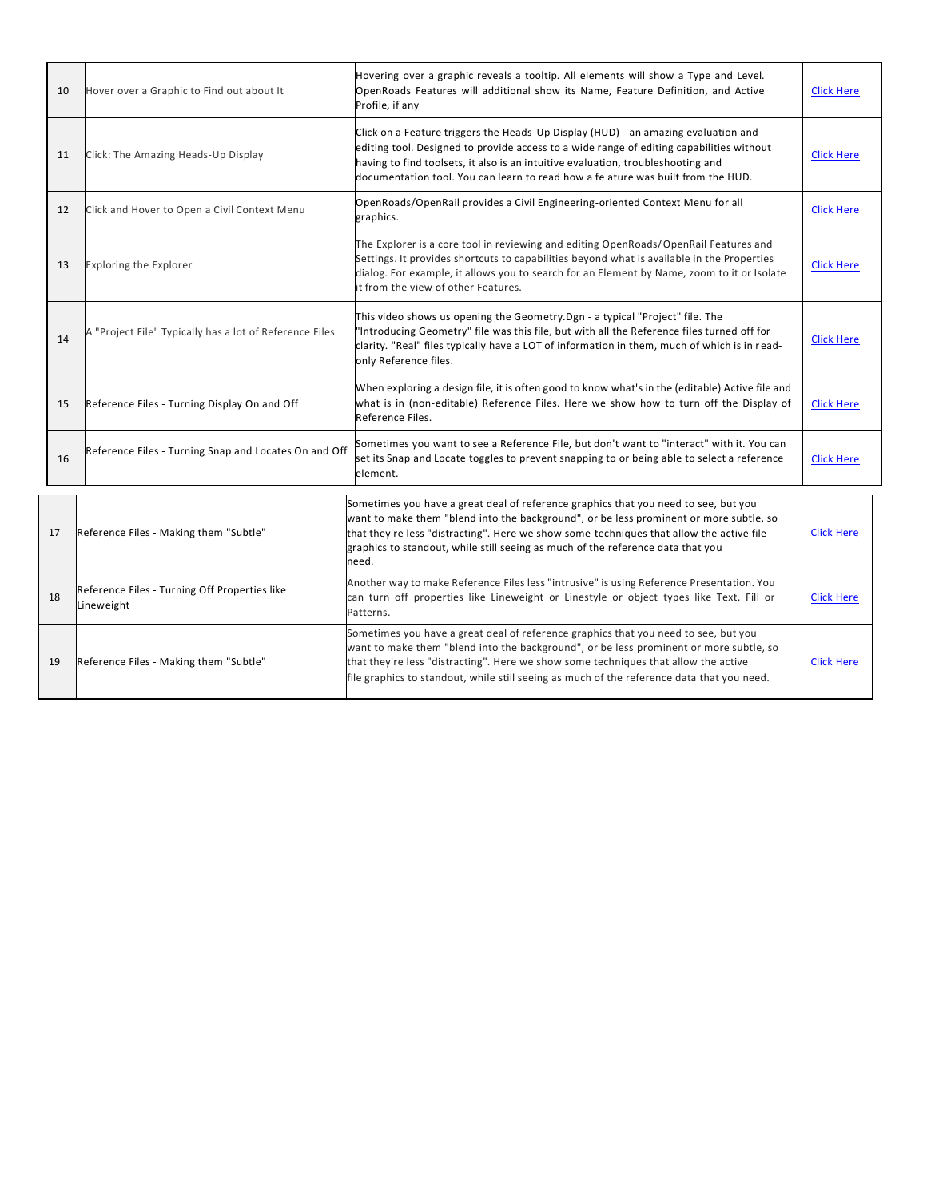| | | | |
|---|---|---|---|
| 10 | Hover over a Graphic to Find out about It | Hovering over a graphic reveals a tooltip. All elements will show a Type and Level. OpenRoads Features will additional show its Name, Feature Definition, and Active Profile, if any | Click Here |
| 11 | Click: The Amazing Heads-Up Display | Click on a Feature triggers the Heads-Up Display (HUD) - an amazing evaluation and editing tool. Designed to provide access to a wide range of editing capabilities without having to find toolsets, it also is an intuitive evaluation, troubleshooting and documentation tool. You can learn to read how a fe ature was built from the HUD. | Click Here |
| 12 | Click and Hover to Open a Civil Context Menu | OpenRoads/OpenRail provides a Civil Engineering-oriented Context Menu for all graphics. | Click Here |
| 13 | Exploring the Explorer | The Explorer is a core tool in reviewing and editing OpenRoads/OpenRail Features and Settings. It provides shortcuts to capabilities beyond what is available in the Properties dialog. For example, it allows you to search for an Element by Name, zoom to it or Isolate it from the view of other Features. | Click Here |
| 14 | A "Project File" Typically has a lot of Reference Files | This video shows us opening the Geometry.Dgn - a typical "Project" file. The "Introducing Geometry" file was this file, but with all the Reference files turned off for clarity. "Real" files typically have a LOT of information in them, much of which is in read-only Reference files. | Click Here |
| 15 | Reference Files - Turning Display On and Off | When exploring a design file, it is often good to know what's in the (editable) Active file and what is in (non-editable) Reference Files. Here we show how to turn off the Display of Reference Files. | Click Here |
| 16 | Reference Files - Turning Snap and Locates On and Off | Sometimes you want to see a Reference File, but don't want to "interact" with it. You can set its Snap and Locate toggles to prevent snapping to or being able to select a reference element. | Click Here |
| 17 | Reference Files - Making them "Subtle" | Sometimes you have a great deal of reference graphics that you need to see, but you want to make them "blend into the background", or be less prominent or more subtle, so that they're less "distracting". Here we show some techniques that allow the active file graphics to standout, while still seeing as much of the reference data that you need. | Click Here |
| 18 | Reference Files - Turning Off Properties like Lineweight | Another way to make Reference Files less "intrusive" is using Reference Presentation. You can turn off properties like Lineweight or Linestyle or object types like Text, Fill or Patterns. | Click Here |
| 19 | Reference Files - Making them "Subtle" | Sometimes you have a great deal of reference graphics that you need to see, but you want to make them "blend into the background", or be less prominent or more subtle, so that they're less "distracting". Here we show some techniques that allow the active file graphics to standout, while still seeing as much of the reference data that you need. | Click Here |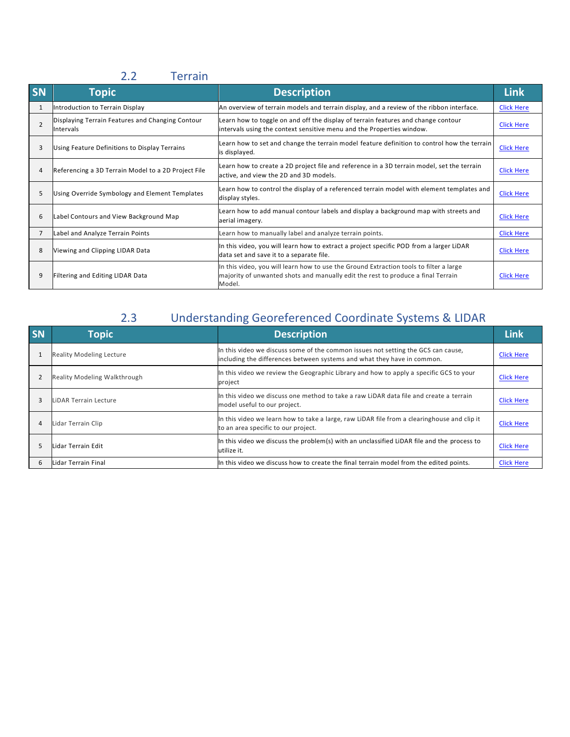## 2.2 Terrain

| SN | Topic | Description | Link |
|---|---|---|---|
| 1 | Introduction to Terrain Display | An overview of terrain models and terrain display, and a review of the ribbon interface. | Click Here |
| 2 | Displaying Terrain Features and Changing Contour Intervals | Learn how to toggle on and off the display of terrain features and change contour intervals using the context sensitive menu and the Properties window. | Click Here |
| 3 | Using Feature Definitions to Display Terrains | Learn how to set and change the terrain model feature definition to control how the terrain is displayed. | Click Here |
| 4 | Referencing a 3D Terrain Model to a 2D Project File | Learn how to create a 2D project file and reference in a 3D terrain model, set the terrain active, and view the 2D and 3D models. | Click Here |
| 5 | Using Override Symbology and Element Templates | Learn how to control the display of a referenced terrain model with element templates and display styles. | Click Here |
| 6 | Label Contours and View Background Map | Learn how to add manual contour labels and display a background map with streets and aerial imagery. | Click Here |
| 7 | Label and Analyze Terrain Points | Learn how to manually label and analyze terrain points. | Click Here |
| 8 | Viewing and Clipping LIDAR Data | In this video, you will learn how to extract a project specific POD from a larger LiDAR data set and save it to a separate file. | Click Here |
| 9 | Filtering and Editing LIDAR Data | In this video, you will learn how to use the Ground Extraction tools to filter a large majority of unwanted shots and manually edit the rest to produce a final Terrain Model. | Click Here |

## 2.3 Understanding Georeferenced Coordinate Systems & LIDAR

| SN | Topic | Description | Link |
|---|---|---|---|
| 1 | Reality Modeling Lecture | In this video we discuss some of the common issues not setting the GCS can cause, including the differences between systems and what they have in common. | Click Here |
| 2 | Reality Modeling Walkthrough | In this video we review the Geographic Library and how to apply a specific GCS to your project | Click Here |
| 3 | LiDAR Terrain Lecture | In this video we discuss one method to take a raw LiDAR data file and create a terrain model useful to our project. | Click Here |
| 4 | Lidar Terrain Clip | In this video we learn how to take a large, raw LiDAR file from a clearinghouse and clip it to an area specific to our project. | Click Here |
| 5 | Lidar Terrain Edit | In this video we discuss the problem(s) with an unclassified LiDAR file and the process to utilize it. | Click Here |
| 6 | Lidar Terrain Final | In this video we discuss how to create the final terrain model from the edited points. | Click Here |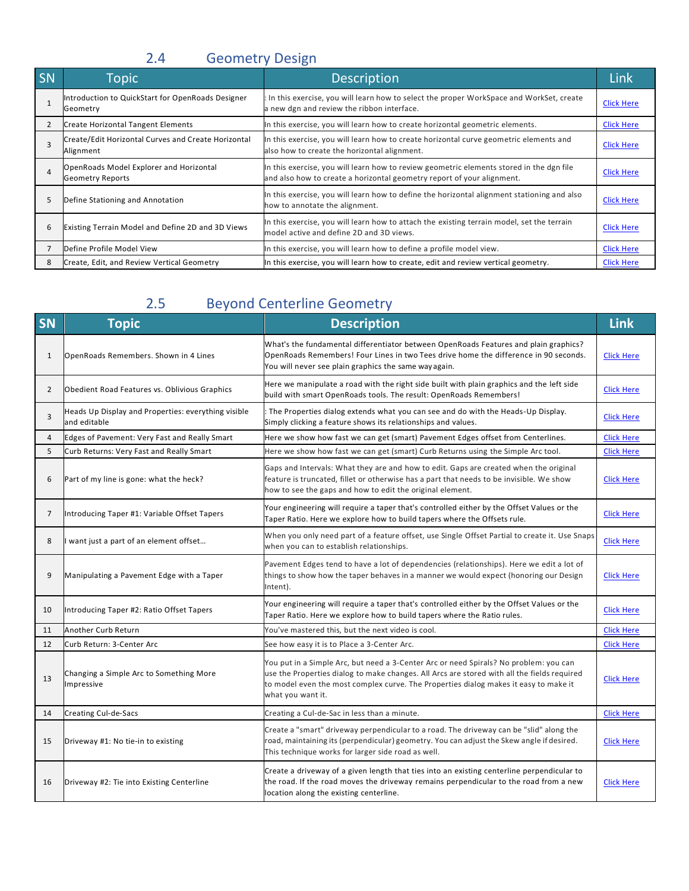## 2.4 Geometry Design

| SN | Topic | Description | Link |
|---|---|---|---|
| 1 | Introduction to QuickStart for OpenRoads Designer Geometry | : In this exercise, you will learn how to select the proper WorkSpace and WorkSet, create a new dgn and review the ribbon interface. | Click Here |
| 2 | Create Horizontal Tangent Elements | In this exercise, you will learn how to create horizontal geometric elements. | Click Here |
| 3 | Create/Edit Horizontal Curves and Create Horizontal Alignment | In this exercise, you will learn how to create horizontal curve geometric elements and also how to create the horizontal alignment. | Click Here |
| 4 | OpenRoads Model Explorer and Horizontal Geometry Reports | In this exercise, you will learn how to review geometric elements stored in the dgn file and also how to create a horizontal geometry report of your alignment. | Click Here |
| 5 | Define Stationing and Annotation | In this exercise, you will learn how to define the horizontal alignment stationing and also how to annotate the alignment. | Click Here |
| 6 | Existing Terrain Model and Define 2D and 3D Views | In this exercise, you will learn how to attach the existing terrain model, set the terrain model active and define 2D and 3D views. | Click Here |
| 7 | Define Profile Model View | In this exercise, you will learn how to define a profile model view. | Click Here |
| 8 | Create, Edit, and Review Vertical Geometry | In this exercise, you will learn how to create, edit and review vertical geometry. | Click Here |

## 2.5 Beyond Centerline Geometry

| SN | Topic | Description | Link |
|---|---|---|---|
| 1 | OpenRoads Remembers. Shown in 4 Lines | What's the fundamental differentiator between OpenRoads Features and plain graphics? OpenRoads Remembers! Four Lines in two Tees drive home the difference in 90 seconds. You will never see plain graphics the same way again. | Click Here |
| 2 | Obedient Road Features vs. Oblivious Graphics | Here we manipulate a road with the right side built with plain graphics and the left side build with smart OpenRoads tools. The result: OpenRoads Remembers! | Click Here |
| 3 | Heads Up Display and Properties: everything visible and editable | : The Properties dialog extends what you can see and do with the Heads-Up Display. Simply clicking a feature shows its relationships and values. | Click Here |
| 4 | Edges of Pavement: Very Fast and Really Smart | Here we show how fast we can get (smart) Pavement Edges offset from Centerlines. | Click Here |
| 5 | Curb Returns: Very Fast and Really Smart | Here we show how fast we can get (smart) Curb Returns using the Simple Arc tool. | Click Here |
| 6 | Part of my line is gone: what the heck? | Gaps and Intervals: What they are and how to edit. Gaps are created when the original feature is truncated, fillet or otherwise has a part that needs to be invisible. We show how to see the gaps and how to edit the original element. | Click Here |
| 7 | Introducing Taper #1: Variable Offset Tapers | Your engineering will require a taper that's controlled either by the Offset Values or the Taper Ratio. Here we explore how to build tapers where the Offsets rule. | Click Here |
| 8 | I want just a part of an element offset… | When you only need part of a feature offset, use Single Offset Partial to create it. Use Snaps when you can to establish relationships. | Click Here |
| 9 | Manipulating a Pavement Edge with a Taper | Pavement Edges tend to have a lot of dependencies (relationships). Here we edit a lot of things to show how the taper behaves in a manner we would expect (honoring our Design Intent). | Click Here |
| 10 | Introducing Taper #2: Ratio Offset Tapers | Your engineering will require a taper that's controlled either by the Offset Values or the Taper Ratio. Here we explore how to build tapers where the Ratio rules. | Click Here |
| 11 | Another Curb Return | You've mastered this, but the next video is cool. | Click Here |
| 12 | Curb Return: 3-Center Arc | See how easy it is to Place a 3-Center Arc. | Click Here |
| 13 | Changing a Simple Arc to Something More Impressive | You put in a Simple Arc, but need a 3-Center Arc or need Spirals? No problem: you can use the Properties dialog to make changes. All Arcs are stored with all the fields required to model even the most complex curve. The Properties dialog makes it easy to make it what you want it. | Click Here |
| 14 | Creating Cul-de-Sacs | Creating a Cul-de-Sac in less than a minute. | Click Here |
| 15 | Driveway #1: No tie-in to existing | Create a "smart" driveway perpendicular to a road. The driveway can be "slid" along the road, maintaining its (perpendicular) geometry. You can adjust the Skew angle if desired. This technique works for larger side road as well. | Click Here |
| 16 | Driveway #2: Tie into Existing Centerline | Create a driveway of a given length that ties into an existing centerline perpendicular to the road. If the road moves the driveway remains perpendicular to the road from a new location along the existing centerline. | Click Here |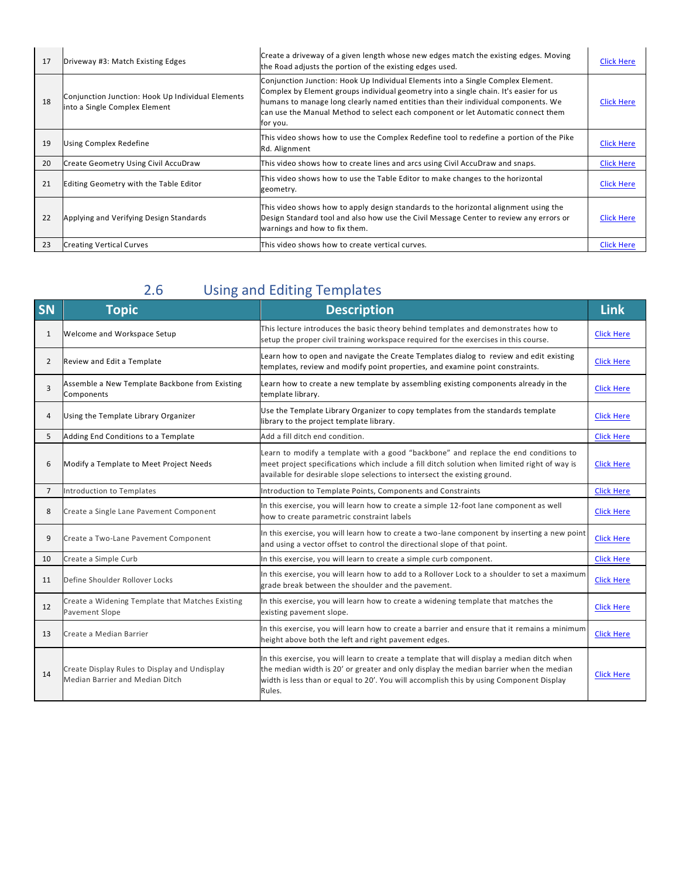| SN | Topic | Description | Link |
|---|---|---|---|
| 17 | Driveway #3: Match Existing Edges | Create a driveway of a given length whose new edges match the existing edges. Moving the Road adjusts the portion of the existing edges used. | Click Here |
| 18 | Conjunction Junction: Hook Up Individual Elements into a Single Complex Element | Conjunction Junction: Hook Up Individual Elements into a Single Complex Element. Complex by Element groups individual geometry into a single chain. It's easier for us humans to manage long clearly named entities than their individual components. We can use the Manual Method to select each component or let Automatic connect them for you. | Click Here |
| 19 | Using Complex Redefine | This video shows how to use the Complex Redefine tool to redefine a portion of the Pike Rd. Alignment | Click Here |
| 20 | Create Geometry Using Civil AccuDraw | This video shows how to create lines and arcs using Civil AccuDraw and snaps. | Click Here |
| 21 | Editing Geometry with the Table Editor | This video shows how to use the Table Editor to make changes to the horizontal geometry. | Click Here |
| 22 | Applying and Verifying Design Standards | This video shows how to apply design standards to the horizontal alignment using the Design Standard tool and also how use the Civil Message Center to review any errors or warnings and how to fix them. | Click Here |
| 23 | Creating Vertical Curves | This video shows how to create vertical curves. | Click Here |

## 2.6 Using and Editing Templates

| SN | Topic | Description | Link |
|---|---|---|---|
| 1 | Welcome and Workspace Setup | This lecture introduces the basic theory behind templates and demonstrates how to setup the proper civil training workspace required for the exercises in this course. | Click Here |
| 2 | Review and Edit a Template | Learn how to open and navigate the Create Templates dialog to review and edit existing templates, review and modify point properties, and examine point constraints. | Click Here |
| 3 | Assemble a New Template Backbone from Existing Components | Learn how to create a new template by assembling existing components already in the template library. | Click Here |
| 4 | Using the Template Library Organizer | Use the Template Library Organizer to copy templates from the standards template library to the project template library. | Click Here |
| 5 | Adding End Conditions to a Template | Add a fill ditch end condition. | Click Here |
| 6 | Modify a Template to Meet Project Needs | Learn to modify a template with a good "backbone" and replace the end conditions to meet project specifications which include a fill ditch solution when limited right of way is available for desirable slope selections to intersect the existing ground. | Click Here |
| 7 | Introduction to Templates | Introduction to Template Points, Components and Constraints | Click Here |
| 8 | Create a Single Lane Pavement Component | In this exercise, you will learn how to create a simple 12-foot lane component as well how to create parametric constraint labels | Click Here |
| 9 | Create a Two-Lane Pavement Component | In this exercise, you will learn how to create a two-lane component by inserting a new point and using a vector offset to control the directional slope of that point. | Click Here |
| 10 | Create a Simple Curb | In this exercise, you will learn to create a simple curb component. | Click Here |
| 11 | Define Shoulder Rollover Locks | In this exercise, you will learn how to add to a Rollover Lock to a shoulder to set a maximum grade break between the shoulder and the pavement. | Click Here |
| 12 | Create a Widening Template that Matches Existing Pavement Slope | In this exercise, you will learn how to create a widening template that matches the existing pavement slope. | Click Here |
| 13 | Create a Median Barrier | In this exercise, you will learn how to create a barrier and ensure that it remains a minimum height above both the left and right pavement edges. | Click Here |
| 14 | Create Display Rules to Display and Undisplay Median Barrier and Median Ditch | In this exercise, you will learn to create a template that will display a median ditch when the median width is 20' or greater and only display the median barrier when the median width is less than or equal to 20'. You will accomplish this by using Component Display Rules. | Click Here |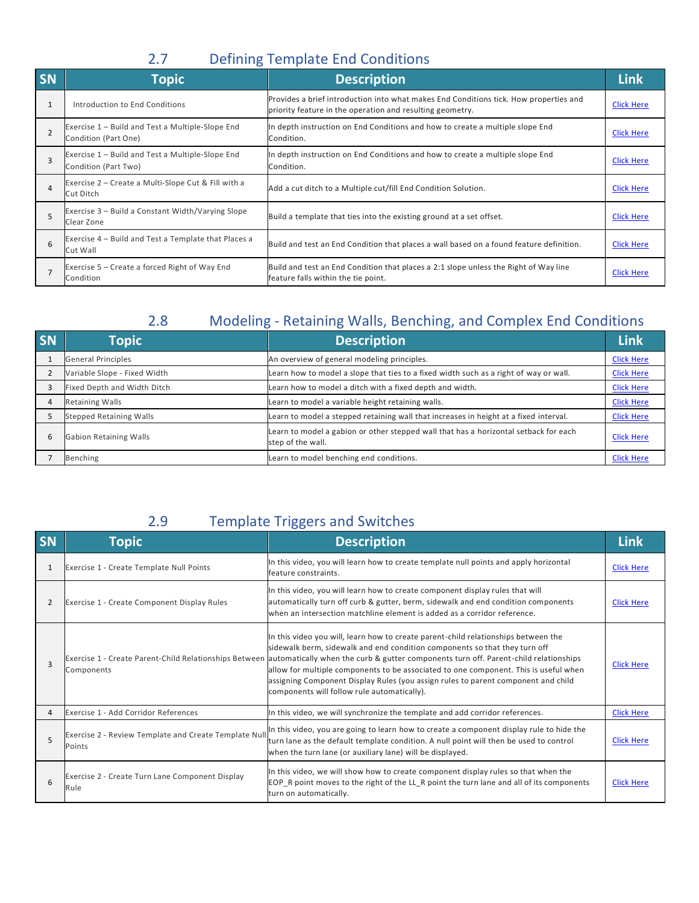## 2.7 Defining Template End Conditions

| SN | Topic | Description | Link |
|---|---|---|---|
| 1 | Introduction to End Conditions | Provides a brief introduction into what makes End Conditions tick. How properties and priority feature in the operation and resulting geometry. | Click Here |
| 2 | Exercise 1 – Build and Test a Multiple-Slope End Condition (Part One) | In depth instruction on End Conditions and how to create a multiple slope End Condition. | Click Here |
| 3 | Exercise 1 – Build and Test a Multiple-Slope End Condition (Part Two) | In depth instruction on End Conditions and how to create a multiple slope End Condition. | Click Here |
| 4 | Exercise 2 – Create a Multi-Slope Cut & Fill with a Cut Ditch | Add a cut ditch to a Multiple cut/fill End Condition Solution. | Click Here |
| 5 | Exercise 3 – Build a Constant Width/Varying Slope Clear Zone | Build a template that ties into the existing ground at a set offset. | Click Here |
| 6 | Exercise 4 – Build and Test a Template that Places a Cut Wall | Build and test an End Condition that places a wall based on a found feature definition. | Click Here |
| 7 | Exercise 5 – Create a forced Right of Way End Condition | Build and test an End Condition that places a 2:1 slope unless the Right of Way line feature falls within the tie point. | Click Here |

## 2.8 Modeling - Retaining Walls, Benching, and Complex End Conditions

| SN | Topic | Description | Link |
|---|---|---|---|
| 1 | General Principles | An overview of general modeling principles. | Click Here |
| 2 | Variable Slope - Fixed Width | Learn how to model a slope that ties to a fixed width such as a right of way or wall. | Click Here |
| 3 | Fixed Depth and Width Ditch | Learn how to model a ditch with a fixed depth and width. | Click Here |
| 4 | Retaining Walls | Learn to model a variable height retaining walls. | Click Here |
| 5 | Stepped Retaining Walls | Learn to model a stepped retaining wall that increases in height at a fixed interval. | Click Here |
| 6 | Gabion Retaining Walls | Learn to model a gabion or other stepped wall that has a horizontal setback for each step of the wall. | Click Here |
| 7 | Benching | Learn to model benching end conditions. | Click Here |

## 2.9 Template Triggers and Switches

| SN | Topic | Description | Link |
|---|---|---|---|
| 1 | Exercise 1 - Create Template Null Points | In this video, you will learn how to create template null points and apply horizontal feature constraints. | Click Here |
| 2 | Exercise 1 - Create Component Display Rules | In this video, you will learn how to create component display rules that will automatically turn off curb & gutter, berm, sidewalk and end condition components when an intersection matchline element is added as a corridor reference. | Click Here |
| 3 | Exercise 1 - Create Parent-Child Relationships Between Components | In this video you will, learn how to create parent-child relationships between the sidewalk berm, sidewalk and end condition components so that they turn off automatically when the curb & gutter components turn off. Parent-child relationships allow for multiple components to be associated to one component. This is useful when assigning Component Display Rules (you assign rules to parent component and child components will follow rule automatically). | Click Here |
| 4 | Exercise 1 - Add Corridor References | In this video, we will synchronize the template and add corridor references. | Click Here |
| 5 | Exercise 2 - Review Template and Create Template Null Points | In this video, you are going to learn how to create a component display rule to hide the turn lane as the default template condition. A null point will then be used to control when the turn lane (or auxiliary lane) will be displayed. | Click Here |
| 6 | Exercise 2 - Create Turn Lane Component Display Rule | In this video, we will show how to create component display rules so that when the EOP_R point moves to the right of the LL_R point the turn lane and all of its components turn on automatically. | Click Here |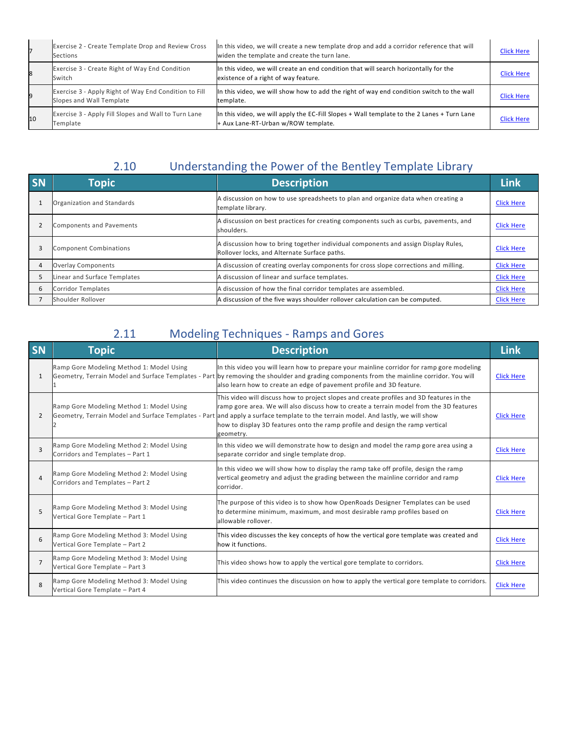| | | | |
|---|---|---|---|
| 7 | Exercise 2 - Create Template Drop and Review Cross Sections | In this video, we will create a new template drop and add a corridor reference that will widen the template and create the turn lane. | Click Here |
| 8 | Exercise 3 - Create Right of Way End Condition Switch | In this video, we will create an end condition that will search horizontally for the existence of a right of way feature. | Click Here |
| 9 | Exercise 3 - Apply Right of Way End Condition to Fill Slopes and Wall Template | In this video, we will show how to add the right of way end condition switch to the wall template. | Click Here |
| 10 | Exercise 3 - Apply Fill Slopes and Wall to Turn Lane Template | In this video, we will apply the EC-Fill Slopes + Wall template to the 2 Lanes + Turn Lane + Aux Lane-RT-Urban w/ROW template. | Click Here |

## 2.10 Understanding the Power of the Bentley Template Library

| SN | Topic | Description | Link |
|---|---|---|---|
| 1 | Organization and Standards | A discussion on how to use spreadsheets to plan and organize data when creating a template library. | Click Here |
| 2 | Components and Pavements | A discussion on best practices for creating components such as curbs, pavements, and shoulders. | Click Here |
| 3 | Component Combinations | A discussion how to bring together individual components and assign Display Rules, Rollover locks, and Alternate Surface paths. | Click Here |
| 4 | Overlay Components | A discussion of creating overlay components for cross slope corrections and milling. | Click Here |
| 5 | Linear and Surface Templates | A discussion of linear and surface templates. | Click Here |
| 6 | Corridor Templates | A discussion of how the final corridor templates are assembled. | Click Here |
| 7 | Shoulder Rollover | A discussion of the five ways shoulder rollover calculation can be computed. | Click Here |

## 2.11 Modeling Techniques - Ramps and Gores

| SN | Topic | Description | Link |
|---|---|---|---|
| 1 | Ramp Gore Modeling Method 1: Model Using Geometry, Terrain Model and Surface Templates - Part 1 | In this video you will learn how to prepare your mainline corridor for ramp gore modeling by removing the shoulder and grading components from the mainline corridor. You will also learn how to create an edge of pavement profile and 3D feature. | Click Here |
| 2 | Ramp Gore Modeling Method 1: Model Using Geometry, Terrain Model and Surface Templates - Part 2 | This video will discuss how to project slopes and create profiles and 3D features in the ramp gore area. We will also discuss how to create a terrain model from the 3D features and apply a surface template to the terrain model. And lastly, we will show how to display 3D features onto the ramp profile and design the ramp vertical geometry. | Click Here |
| 3 | Ramp Gore Modeling Method 2: Model Using Corridors and Templates – Part 1 | In this video we will demonstrate how to design and model the ramp gore area using a separate corridor and single template drop. | Click Here |
| 4 | Ramp Gore Modeling Method 2: Model Using Corridors and Templates – Part 2 | In this video we will show how to display the ramp take off profile, design the ramp vertical geometry and adjust the grading between the mainline corridor and ramp corridor. | Click Here |
| 5 | Ramp Gore Modeling Method 3: Model Using Vertical Gore Template – Part 1 | The purpose of this video is to show how OpenRoads Designer Templates can be used to determine minimum, maximum, and most desirable ramp profiles based on allowable rollover. | Click Here |
| 6 | Ramp Gore Modeling Method 3: Model Using Vertical Gore Template – Part 2 | This video discusses the key concepts of how the vertical gore template was created and how it functions. | Click Here |
| 7 | Ramp Gore Modeling Method 3: Model Using Vertical Gore Template – Part 3 | This video shows how to apply the vertical gore template to corridors. | Click Here |
| 8 | Ramp Gore Modeling Method 3: Model Using Vertical Gore Template – Part 4 | This video continues the discussion on how to apply the vertical gore template to corridors. | Click Here |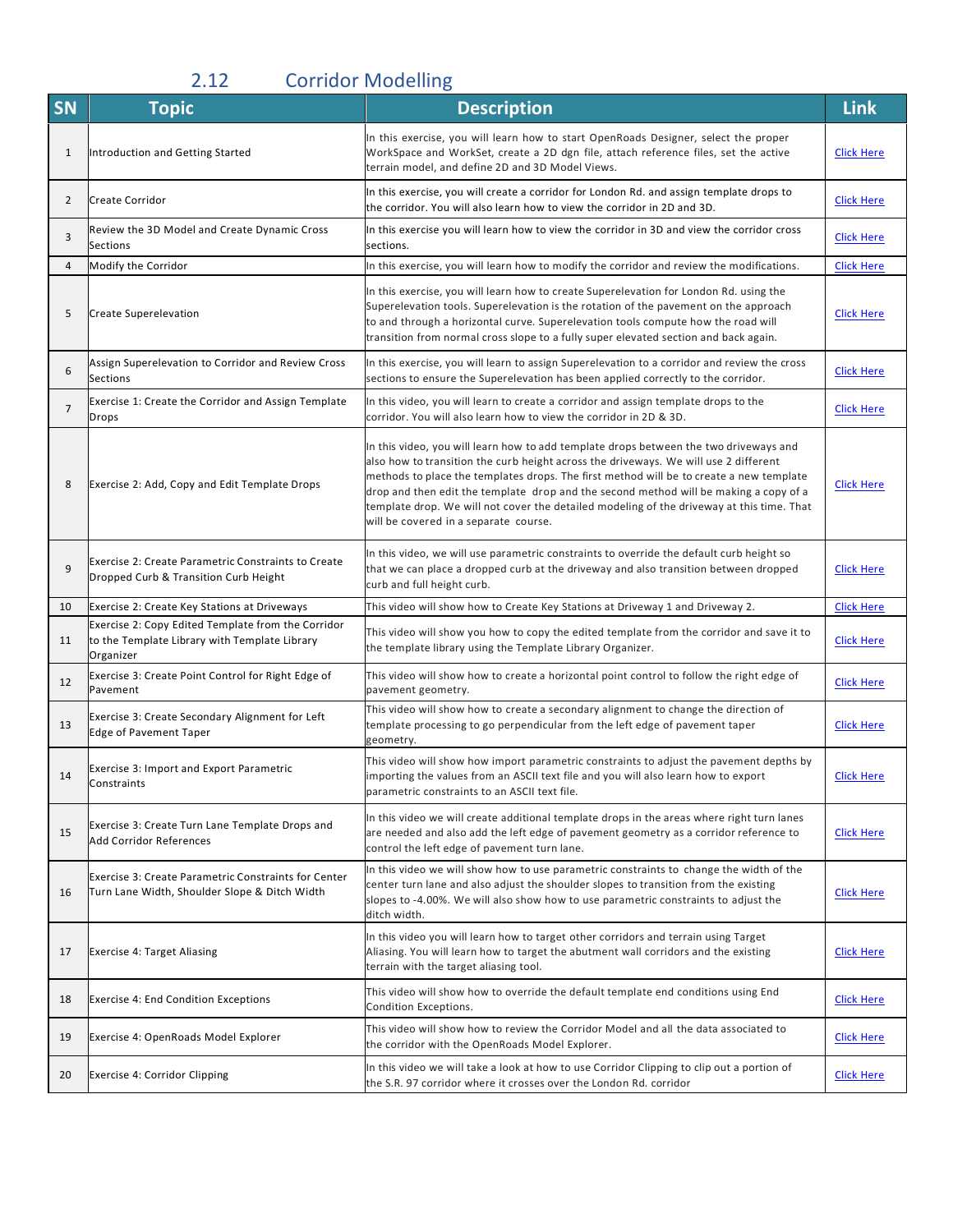## 2.12 Corridor Modelling

| SN | Topic | Description | Link |
|---|---|---|---|
| 1 | Introduction and Getting Started | In this exercise, you will learn how to start OpenRoads Designer, select the proper WorkSpace and WorkSet, create a 2D dgn file, attach reference files, set the active terrain model, and define 2D and 3D Model Views. | Click Here |
| 2 | Create Corridor | In this exercise, you will create a corridor for London Rd. and assign template drops to the corridor. You will also learn how to view the corridor in 2D and 3D. | Click Here |
| 3 | Review the 3D Model and Create Dynamic Cross Sections | In this exercise you will learn how to view the corridor in 3D and view the corridor cross sections. | Click Here |
| 4 | Modify the Corridor | In this exercise, you will learn how to modify the corridor and review the modifications. | Click Here |
| 5 | Create Superelevation | In this exercise, you will learn how to create Superelevation for London Rd. using the Superelevation tools. Superelevation is the rotation of the pavement on the approach to and through a horizontal curve. Superelevation tools compute how the road will transition from normal cross slope to a fully super elevated section and back again. | Click Here |
| 6 | Assign Superelevation to Corridor and Review Cross Sections | In this exercise, you will learn to assign Superelevation to a corridor and review the cross sections to ensure the Superelevation has been applied correctly to the corridor. | Click Here |
| 7 | Exercise 1: Create the Corridor and Assign Template Drops | In this video, you will learn to create a corridor and assign template drops to the corridor. You will also learn how to view the corridor in 2D & 3D. | Click Here |
| 8 | Exercise 2: Add, Copy and Edit Template Drops | In this video, you will learn how to add template drops between the two driveways and also how to transition the curb height across the driveways. We will use 2 different methods to place the templates drops. The first method will be to create a new template drop and then edit the template drop and the second method will be making a copy of a template drop. We will not cover the detailed modeling of the driveway at this time. That will be covered in a separate course. | Click Here |
| 9 | Exercise 2: Create Parametric Constraints to Create Dropped Curb & Transition Curb Height | In this video, we will use parametric constraints to override the default curb height so that we can place a dropped curb at the driveway and also transition between dropped curb and full height curb. | Click Here |
| 10 | Exercise 2: Create Key Stations at Driveways | This video will show how to Create Key Stations at Driveway 1 and Driveway 2. | Click Here |
| 11 | Exercise 2: Copy Edited Template from the Corridor to the Template Library with Template Library Organizer | This video will show you how to copy the edited template from the corridor and save it to the template library using the Template Library Organizer. | Click Here |
| 12 | Exercise 3: Create Point Control for Right Edge of Pavement | This video will show how to create a horizontal point control to follow the right edge of pavement geometry. | Click Here |
| 13 | Exercise 3: Create Secondary Alignment for Left Edge of Pavement Taper | This video will show how to create a secondary alignment to change the direction of template processing to go perpendicular from the left edge of pavement taper geometry. | Click Here |
| 14 | Exercise 3: Import and Export Parametric Constraints | This video will show how import parametric constraints to adjust the pavement depths by importing the values from an ASCII text file and you will also learn how to export parametric constraints to an ASCII text file. | Click Here |
| 15 | Exercise 3: Create Turn Lane Template Drops and Add Corridor References | In this video we will create additional template drops in the areas where right turn lanes are needed and also add the left edge of pavement geometry as a corridor reference to control the left edge of pavement turn lane. | Click Here |
| 16 | Exercise 3: Create Parametric Constraints for Center Turn Lane Width, Shoulder Slope & Ditch Width | In this video we will show how to use parametric constraints to change the width of the center turn lane and also adjust the shoulder slopes to transition from the existing slopes to -4.00%. We will also show how to use parametric constraints to adjust the ditch width. | Click Here |
| 17 | Exercise 4: Target Aliasing | In this video you will learn how to target other corridors and terrain using Target Aliasing. You will learn how to target the abutment wall corridors and the existing terrain with the target aliasing tool. | Click Here |
| 18 | Exercise 4: End Condition Exceptions | This video will show how to override the default template end conditions using End Condition Exceptions. | Click Here |
| 19 | Exercise 4: OpenRoads Model Explorer | This video will show how to review the Corridor Model and all the data associated to the corridor with the OpenRoads Model Explorer. | Click Here |
| 20 | Exercise 4: Corridor Clipping | In this video we will take a look at how to use Corridor Clipping to clip out a portion of the S.R. 97 corridor where it crosses over the London Rd. corridor | Click Here |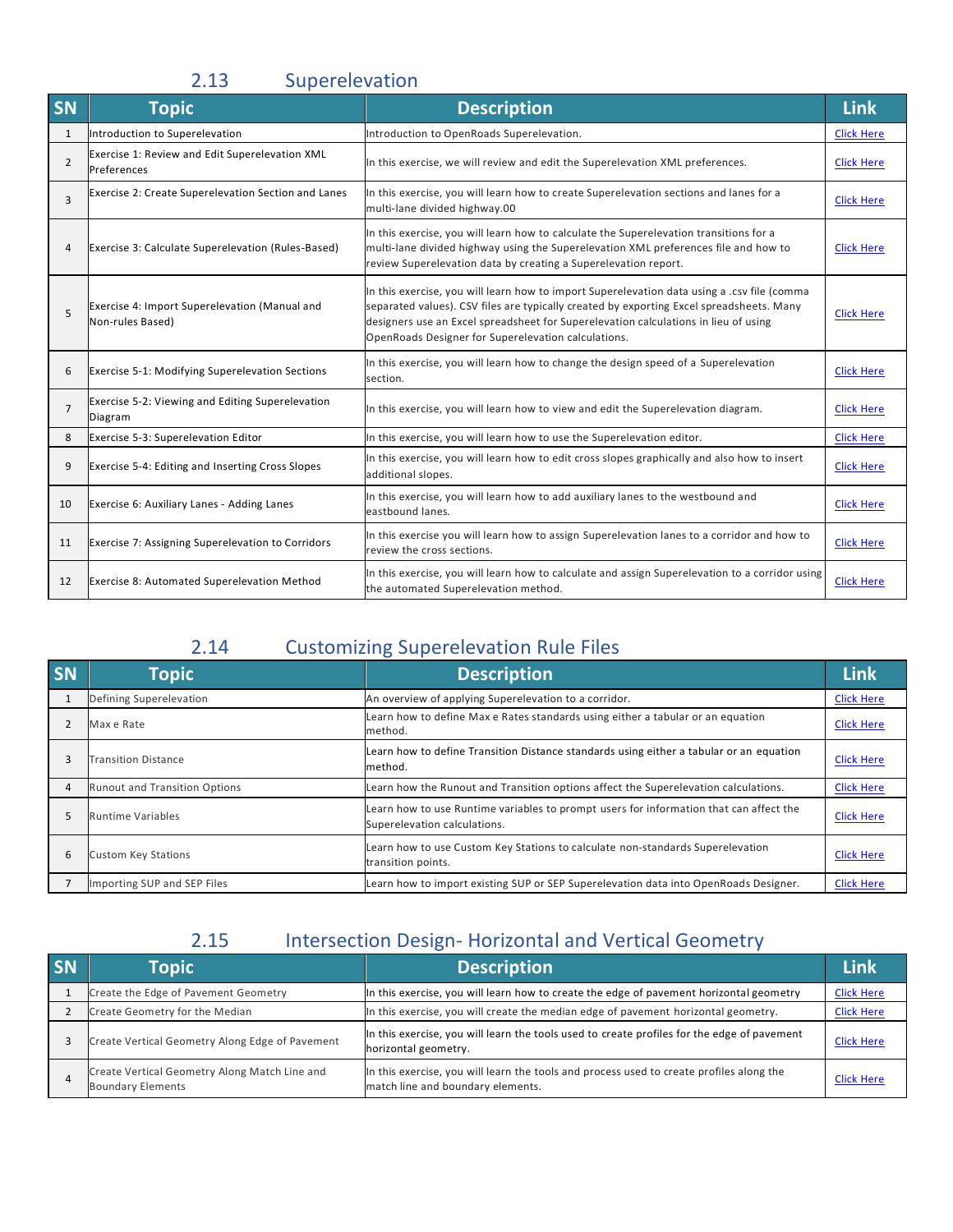## 2.13 Superelevation

| SN | Topic | Description | Link |
|---|---|---|---|
| 1 | Introduction to Superelevation | Introduction to OpenRoads Superelevation. | Click Here |
| 2 | Exercise 1: Review and Edit Superelevation XML Preferences | In this exercise, we will review and edit the Superelevation XML preferences. | Click Here |
| 3 | Exercise 2: Create Superelevation Section and Lanes | In this exercise, you will learn how to create Superelevation sections and lanes for a multi-lane divided highway.00 | Click Here |
| 4 | Exercise 3: Calculate Superelevation (Rules-Based) | In this exercise, you will learn how to calculate the Superelevation transitions for a multi-lane divided highway using the Superelevation XML preferences file and how to review Superelevation data by creating a Superelevation report. | Click Here |
| 5 | Exercise 4: Import Superelevation (Manual and Non-rules Based) | In this exercise, you will learn how to import Superelevation data using a .csv file (comma separated values). CSV files are typically created by exporting Excel spreadsheets. Many designers use an Excel spreadsheet for Superelevation calculations in lieu of using OpenRoads Designer for Superelevation calculations. | Click Here |
| 6 | Exercise 5-1: Modifying Superelevation Sections | In this exercise, you will learn how to change the design speed of a Superelevation section. | Click Here |
| 7 | Exercise 5-2: Viewing and Editing Superelevation Diagram | In this exercise, you will learn how to view and edit the Superelevation diagram. | Click Here |
| 8 | Exercise 5-3: Superelevation Editor | In this exercise, you will learn how to use the Superelevation editor. | Click Here |
| 9 | Exercise 5-4: Editing and Inserting Cross Slopes | In this exercise, you will learn how to edit cross slopes graphically and also how to insert additional slopes. | Click Here |
| 10 | Exercise 6: Auxiliary Lanes - Adding Lanes | In this exercise, you will learn how to add auxiliary lanes to the westbound and eastbound lanes. | Click Here |
| 11 | Exercise 7: Assigning Superelevation to Corridors | In this exercise you will learn how to assign Superelevation lanes to a corridor and how to review the cross sections. | Click Here |
| 12 | Exercise 8: Automated Superelevation Method | In this exercise, you will learn how to calculate and assign Superelevation to a corridor using the automated Superelevation method. | Click Here |

## 2.14 Customizing Superelevation Rule Files

| SN | Topic | Description | Link |
|---|---|---|---|
| 1 | Defining Superelevation | An overview of applying Superelevation to a corridor. | Click Here |
| 2 | Max e Rate | Learn how to define Max e Rates standards using either a tabular or an equation method. | Click Here |
| 3 | Transition Distance | Learn how to define Transition Distance standards using either a tabular or an equation method. | Click Here |
| 4 | Runout and Transition Options | Learn how the Runout and Transition options affect the Superelevation calculations. | Click Here |
| 5 | Runtime Variables | Learn how to use Runtime variables to prompt users for information that can affect the Superelevation calculations. | Click Here |
| 6 | Custom Key Stations | Learn how to use Custom Key Stations to calculate non-standards Superelevation transition points. | Click Here |
| 7 | Importing SUP and SEP Files | Learn how to import existing SUP or SEP Superelevation data into OpenRoads Designer. | Click Here |

## 2.15 Intersection Design- Horizontal and Vertical Geometry

| SN | Topic | Description | Link |
|---|---|---|---|
| 1 | Create the Edge of Pavement Geometry | In this exercise, you will learn how to create the edge of pavement horizontal geometry | Click Here |
| 2 | Create Geometry for the Median | In this exercise, you will create the median edge of pavement horizontal geometry. | Click Here |
| 3 | Create Vertical Geometry Along Edge of Pavement | In this exercise, you will learn the tools used to create profiles for the edge of pavement horizontal geometry. | Click Here |
| 4 | Create Vertical Geometry Along Match Line and Boundary Elements | In this exercise, you will learn the tools and process used to create profiles along the match line and boundary elements. | Click Here |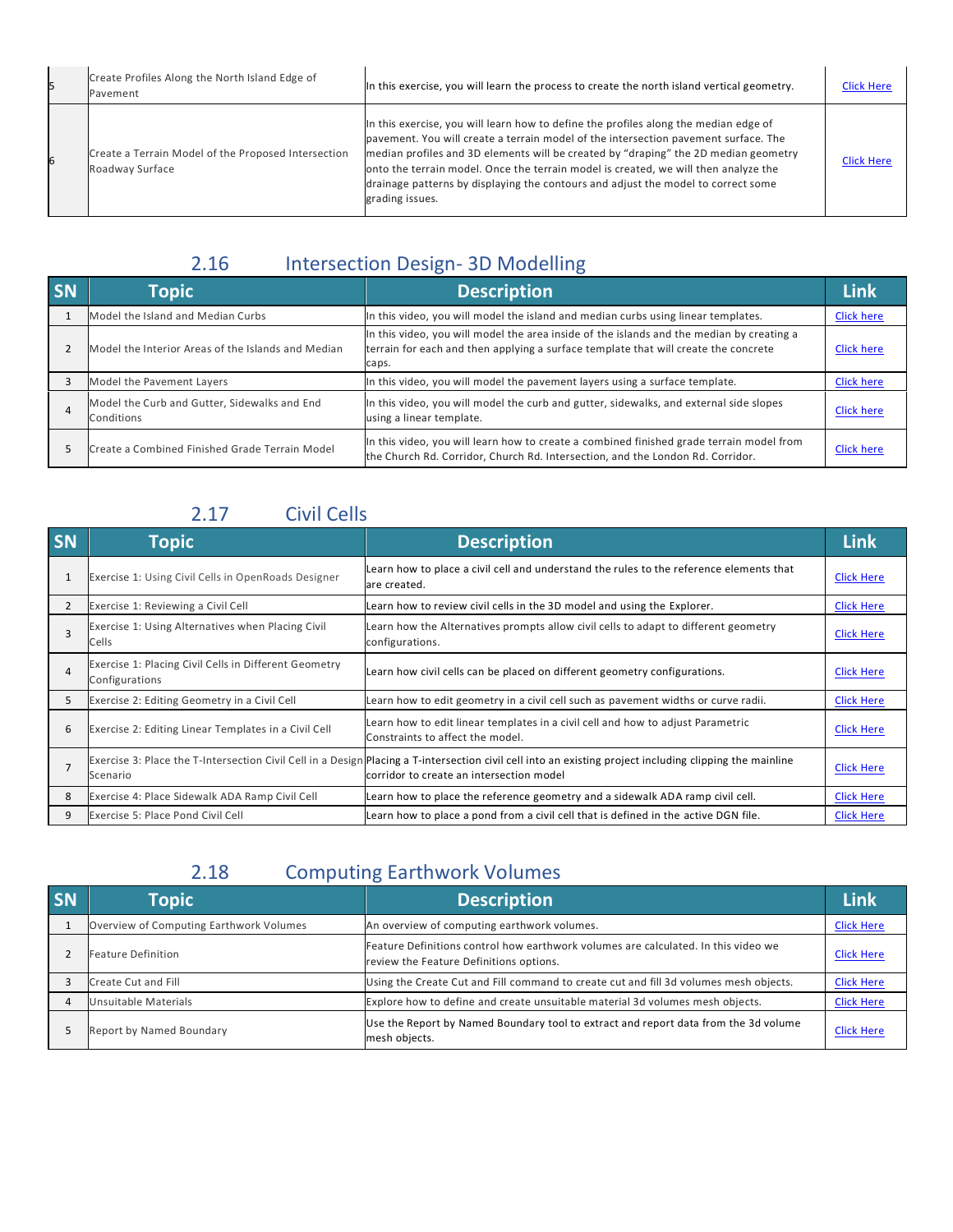| SN | Topic | Description | Link |
|---|---|---|---|
| 5 | Create Profiles Along the North Island Edge of Pavement | In this exercise, you will learn the process to create the north island vertical geometry. | Click Here |
| 6 | Create a Terrain Model of the Proposed Intersection Roadway Surface | In this exercise, you will learn how to define the profiles along the median edge of pavement. You will create a terrain model of the intersection pavement surface. The median profiles and 3D elements will be created by "draping" the 2D median geometry onto the terrain model. Once the terrain model is created, we will then analyze the drainage patterns by displaying the contours and adjust the model to correct some grading issues. | Click Here |

## 2.16 Intersection Design- 3D Modelling

| SN | Topic | Description | Link |
|---|---|---|---|
| 1 | Model the Island and Median Curbs | In this video, you will model the island and median curbs using linear templates. | Click here |
| 2 | Model the Interior Areas of the Islands and Median | In this video, you will model the area inside of the islands and the median by creating a terrain for each and then applying a surface template that will create the concrete caps. | Click here |
| 3 | Model the Pavement Layers | In this video, you will model the pavement layers using a surface template. | Click here |
| 4 | Model the Curb and Gutter, Sidewalks and End Conditions | In this video, you will model the curb and gutter, sidewalks, and external side slopes using a linear template. | Click here |
| 5 | Create a Combined Finished Grade Terrain Model | In this video, you will learn how to create a combined finished grade terrain model from the Church Rd. Corridor, Church Rd. Intersection, and the London Rd. Corridor. | Click here |

## 2.17 Civil Cells

| SN | Topic | Description | Link |
|---|---|---|---|
| 1 | Exercise 1: Using Civil Cells in OpenRoads Designer | Learn how to place a civil cell and understand the rules to the reference elements that are created. | Click Here |
| 2 | Exercise 1: Reviewing a Civil Cell | Learn how to review civil cells in the 3D model and using the Explorer. | Click Here |
| 3 | Exercise 1: Using Alternatives when Placing Civil Cells | Learn how the Alternatives prompts allow civil cells to adapt to different geometry configurations. | Click Here |
| 4 | Exercise 1: Placing Civil Cells in Different Geometry Configurations | Learn how civil cells can be placed on different geometry configurations. | Click Here |
| 5 | Exercise 2: Editing Geometry in a Civil Cell | Learn how to edit geometry in a civil cell such as pavement widths or curve radii. | Click Here |
| 6 | Exercise 2: Editing Linear Templates in a Civil Cell | Learn how to edit linear templates in a civil cell and how to adjust Parametric Constraints to affect the model. | Click Here |
| 7 | Exercise 3: Place the T-Intersection Civil Cell in a Design Scenario | Placing a T-intersection civil cell into an existing project including clipping the mainline corridor to create an intersection model | Click Here |
| 8 | Exercise 4: Place Sidewalk ADA Ramp Civil Cell | Learn how to place the reference geometry and a sidewalk ADA ramp civil cell. | Click Here |
| 9 | Exercise 5: Place Pond Civil Cell | Learn how to place a pond from a civil cell that is defined in the active DGN file. | Click Here |

## 2.18 Computing Earthwork Volumes

| SN | Topic | Description | Link |
|---|---|---|---|
| 1 | Overview of Computing Earthwork Volumes | An overview of computing earthwork volumes. | Click Here |
| 2 | Feature Definition | Feature Definitions control how earthwork volumes are calculated. In this video we review the Feature Definitions options. | Click Here |
| 3 | Create Cut and Fill | Using the Create Cut and Fill command to create cut and fill 3d volumes mesh objects. | Click Here |
| 4 | Unsuitable Materials | Explore how to define and create unsuitable material 3d volumes mesh objects. | Click Here |
| 5 | Report by Named Boundary | Use the Report by Named Boundary tool to extract and report data from the 3d volume mesh objects. | Click Here |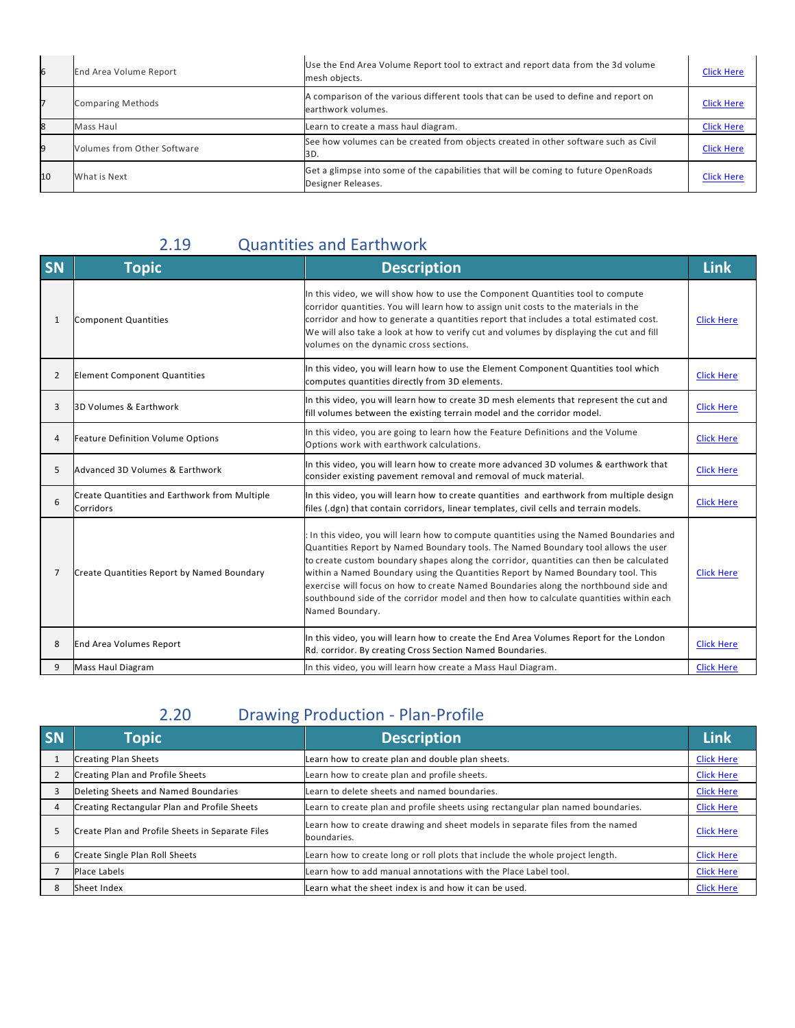| SN | Topic | Description | Link |
|---|---|---|---|
| 6 | End Area Volume Report | Use the End Area Volume Report tool to extract and report data from the 3d volume mesh objects. | Click Here |
| 7 | Comparing Methods | A comparison of the various different tools that can be used to define and report on earthwork volumes. | Click Here |
| 8 | Mass Haul | Learn to create a mass haul diagram. | Click Here |
| 9 | Volumes from Other Software | See how volumes can be created from objects created in other software such as Civil 3D. | Click Here |
| 10 | What is Next | Get a glimpse into some of the capabilities that will be coming to future OpenRoads Designer Releases. | Click Here |

## 2.19 Quantities and Earthwork

| SN | Topic | Description | Link |
|---|---|---|---|
| 1 | Component Quantities | In this video, we will show how to use the Component Quantities tool to compute corridor quantities. You will learn how to assign unit costs to the materials in the corridor and how to generate a quantities report that includes a total estimated cost. We will also take a look at how to verify cut and volumes by displaying the cut and fill volumes on the dynamic cross sections. | Click Here |
| 2 | Element Component Quantities | In this video, you will learn how to use the Element Component Quantities tool which computes quantities directly from 3D elements. | Click Here |
| 3 | 3D Volumes & Earthwork | In this video, you will learn how to create 3D mesh elements that represent the cut and fill volumes between the existing terrain model and the corridor model. | Click Here |
| 4 | Feature Definition Volume Options | In this video, you are going to learn how the Feature Definitions and the Volume Options work with earthwork calculations. | Click Here |
| 5 | Advanced 3D Volumes & Earthwork | In this video, you will learn how to create more advanced 3D volumes & earthwork that consider existing pavement removal and removal of muck material. | Click Here |
| 6 | Create Quantities and Earthwork from Multiple Corridors | In this video, you will learn how to create quantities and earthwork from multiple design files (.dgn) that contain corridors, linear templates, civil cells and terrain models. | Click Here |
| 7 | Create Quantities Report by Named Boundary | : In this video, you will learn how to compute quantities using the Named Boundaries and Quantities Report by Named Boundary tools. The Named Boundary tool allows the user to create custom boundary shapes along the corridor, quantities can then be calculated within a Named Boundary using the Quantities Report by Named Boundary tool. This exercise will focus on how to create Named Boundaries along the northbound side and southbound side of the corridor model and then how to calculate quantities within each Named Boundary. | Click Here |
| 8 | End Area Volumes Report | In this video, you will learn how to create the End Area Volumes Report for the London Rd. corridor. By creating Cross Section Named Boundaries. | Click Here |
| 9 | Mass Haul Diagram | In this video, you will learn how create a Mass Haul Diagram. | Click Here |

## 2.20 Drawing Production - Plan-Profile

| SN | Topic | Description | Link |
|---|---|---|---|
| 1 | Creating Plan Sheets | Learn how to create plan and double plan sheets. | Click Here |
| 2 | Creating Plan and Profile Sheets | Learn how to create plan and profile sheets. | Click Here |
| 3 | Deleting Sheets and Named Boundaries | Learn to delete sheets and named boundaries. | Click Here |
| 4 | Creating Rectangular Plan and Profile Sheets | Learn to create plan and profile sheets using rectangular plan named boundaries. | Click Here |
| 5 | Create Plan and Profile Sheets in Separate Files | Learn how to create drawing and sheet models in separate files from the named boundaries. | Click Here |
| 6 | Create Single Plan Roll Sheets | Learn how to create long or roll plots that include the whole project length. | Click Here |
| 7 | Place Labels | Learn how to add manual annotations with the Place Label tool. | Click Here |
| 8 | Sheet Index | Learn what the sheet index is and how it can be used. | Click Here |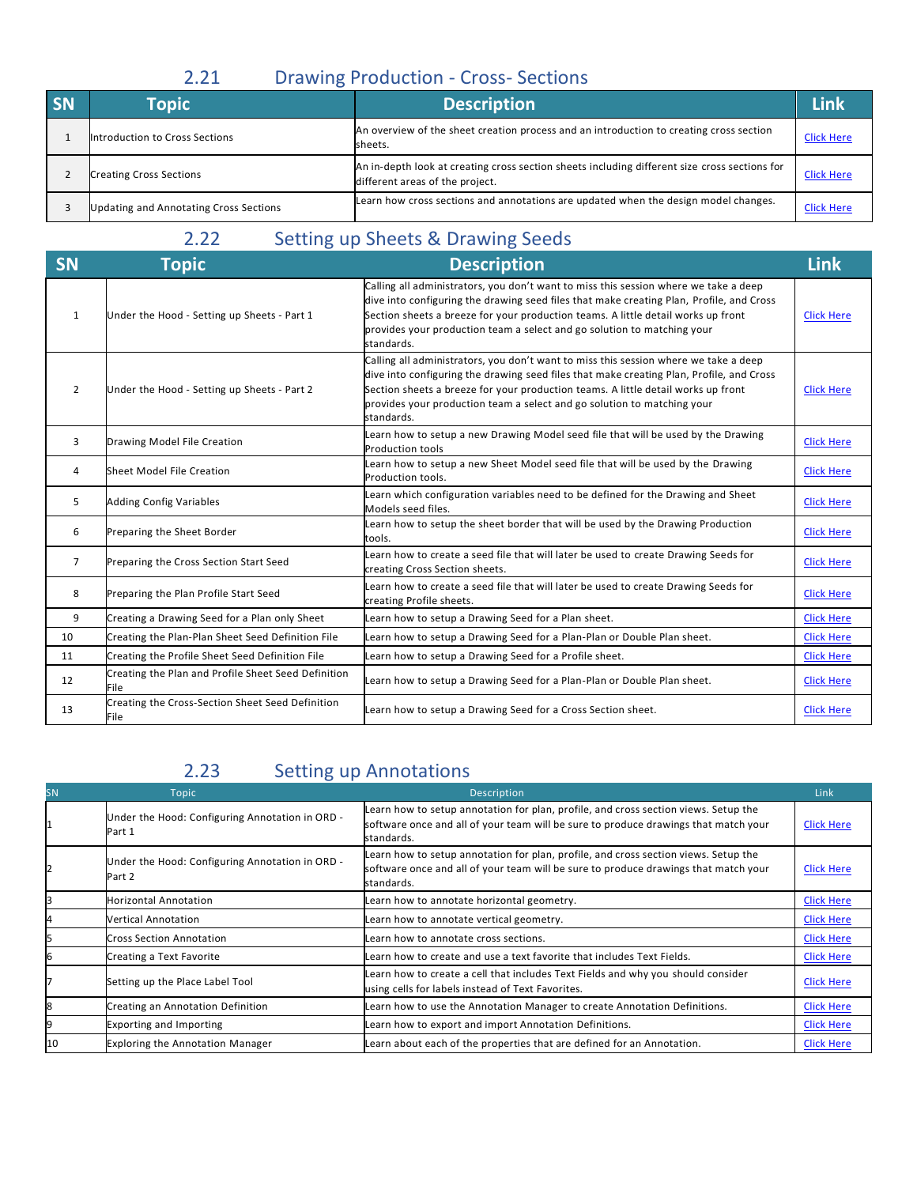## 2.21 Drawing Production - Cross- Sections

| SN | Topic | Description | Link |
|---|---|---|---|
| 1 | Introduction to Cross Sections | An overview of the sheet creation process and an introduction to creating cross section sheets. | Click Here |
| 2 | Creating Cross Sections | An in-depth look at creating cross section sheets including different size cross sections for different areas of the project. | Click Here |
| 3 | Updating and Annotating Cross Sections | Learn how cross sections and annotations are updated when the design model changes. | Click Here |

## 2.22 Setting up Sheets & Drawing Seeds

| SN | Topic | Description | Link |
|---|---|---|---|
| 1 | Under the Hood - Setting up Sheets - Part 1 | Calling all administrators, you don't want to miss this session where we take a deep dive into configuring the drawing seed files that make creating Plan, Profile, and Cross Section sheets a breeze for your production teams. A little detail works up front provides your production team a select and go solution to matching your standards. | Click Here |
| 2 | Under the Hood - Setting up Sheets - Part 2 | Calling all administrators, you don't want to miss this session where we take a deep dive into configuring the drawing seed files that make creating Plan, Profile, and Cross Section sheets a breeze for your production teams. A little detail works up front provides your production team a select and go solution to matching your standards. | Click Here |
| 3 | Drawing Model File Creation | Learn how to setup a new Drawing Model seed file that will be used by the Drawing Production tools | Click Here |
| 4 | Sheet Model File Creation | Learn how to setup a new Sheet Model seed file that will be used by the Drawing Production tools. | Click Here |
| 5 | Adding Config Variables | Learn which configuration variables need to be defined for the Drawing and Sheet Models seed files. | Click Here |
| 6 | Preparing the Sheet Border | Learn how to setup the sheet border that will be used by the Drawing Production tools. | Click Here |
| 7 | Preparing the Cross Section Start Seed | Learn how to create a seed file that will later be used to create Drawing Seeds for creating Cross Section sheets. | Click Here |
| 8 | Preparing the Plan Profile Start Seed | Learn how to create a seed file that will later be used to create Drawing Seeds for creating Profile sheets. | Click Here |
| 9 | Creating a Drawing Seed for a Plan only Sheet | Learn how to setup a Drawing Seed for a Plan sheet. | Click Here |
| 10 | Creating the Plan-Plan Sheet Seed Definition File | Learn how to setup a Drawing Seed for a Plan-Plan or Double Plan sheet. | Click Here |
| 11 | Creating the Profile Sheet Seed Definition File | Learn how to setup a Drawing Seed for a Profile sheet. | Click Here |
| 12 | Creating the Plan and Profile Sheet Seed Definition File | Learn how to setup a Drawing Seed for a Plan-Plan or Double Plan sheet. | Click Here |
| 13 | Creating the Cross-Section Sheet Seed Definition File | Learn how to setup a Drawing Seed for a Cross Section sheet. | Click Here |

## 2.23 Setting up Annotations

| SN | Topic | Description | Link |
|---|---|---|---|
| 1 | Under the Hood: Configuring Annotation in ORD - Part 1 | Learn how to setup annotation for plan, profile, and cross section views. Setup the software once and all of your team will be sure to produce drawings that match your standards. | Click Here |
| 2 | Under the Hood: Configuring Annotation in ORD - Part 2 | Learn how to setup annotation for plan, profile, and cross section views. Setup the software once and all of your team will be sure to produce drawings that match your standards. | Click Here |
| 3 | Horizontal Annotation | Learn how to annotate horizontal geometry. | Click Here |
| 4 | Vertical Annotation | Learn how to annotate vertical geometry. | Click Here |
| 5 | Cross Section Annotation | Learn how to annotate cross sections. | Click Here |
| 6 | Creating a Text Favorite | Learn how to create and use a text favorite that includes Text Fields. | Click Here |
| 7 | Setting up the Place Label Tool | Learn how to create a cell that includes Text Fields and why you should consider using cells for labels instead of Text Favorites. | Click Here |
| 8 | Creating an Annotation Definition | Learn how to use the Annotation Manager to create Annotation Definitions. | Click Here |
| 9 | Exporting and Importing | Learn how to export and import Annotation Definitions. | Click Here |
| 10 | Exploring the Annotation Manager | Learn about each of the properties that are defined for an Annotation. | Click Here |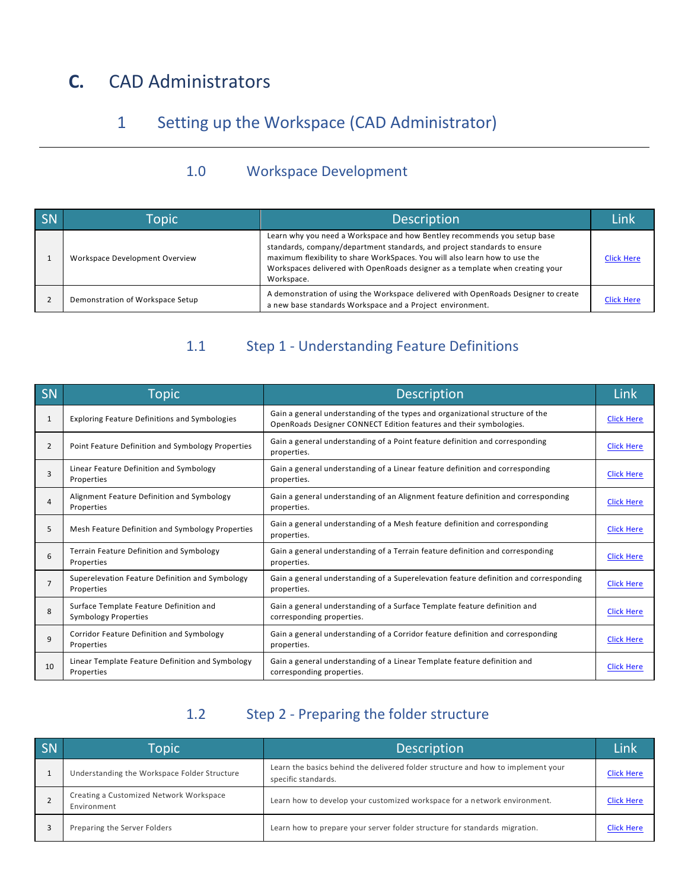# C. CAD Administrators

## 1 Setting up the Workspace (CAD Administrator)

### 1.0 Workspace Development

| SN | Topic | Description | Link |
|---|---|---|---|
| 1 | Workspace Development Overview | Learn why you need a Workspace and how Bentley recommends you setup base standards, company/department standards, and project standards to ensure maximum flexibility to share WorkSpaces. You will also learn how to use the Workspaces delivered with OpenRoads designer as a template when creating your Workspace. | Click Here |
| 2 | Demonstration of Workspace Setup | A demonstration of using the Workspace delivered with OpenRoads Designer to create a new base standards Workspace and a Project environment. | Click Here |

### 1.1 Step 1 - Understanding Feature Definitions

| SN | Topic | Description | Link |
|---|---|---|---|
| 1 | Exploring Feature Definitions and Symbologies | Gain a general understanding of the types and organizational structure of the OpenRoads Designer CONNECT Edition features and their symbologies. | Click Here |
| 2 | Point Feature Definition and Symbology Properties | Gain a general understanding of a Point feature definition and corresponding properties. | Click Here |
| 3 | Linear Feature Definition and Symbology Properties | Gain a general understanding of a Linear feature definition and corresponding properties. | Click Here |
| 4 | Alignment Feature Definition and Symbology Properties | Gain a general understanding of an Alignment feature definition and corresponding properties. | Click Here |
| 5 | Mesh Feature Definition and Symbology Properties | Gain a general understanding of a Mesh feature definition and corresponding properties. | Click Here |
| 6 | Terrain Feature Definition and Symbology Properties | Gain a general understanding of a Terrain feature definition and corresponding properties. | Click Here |
| 7 | Superelevation Feature Definition and Symbology Properties | Gain a general understanding of a Superelevation feature definition and corresponding properties. | Click Here |
| 8 | Surface Template Feature Definition and Symbology Properties | Gain a general understanding of a Surface Template feature definition and corresponding properties. | Click Here |
| 9 | Corridor Feature Definition and Symbology Properties | Gain a general understanding of a Corridor feature definition and corresponding properties. | Click Here |
| 10 | Linear Template Feature Definition and Symbology Properties | Gain a general understanding of a Linear Template feature definition and corresponding properties. | Click Here |

### 1.2 Step 2 - Preparing the folder structure

| SN | Topic | Description | Link |
|---|---|---|---|
| 1 | Understanding the Workspace Folder Structure | Learn the basics behind the delivered folder structure and how to implement your specific standards. | Click Here |
| 2 | Creating a Customized Network Workspace Environment | Learn how to develop your customized workspace for a network environment. | Click Here |
| 3 | Preparing the Server Folders | Learn how to prepare your server folder structure for standards migration. | Click Here |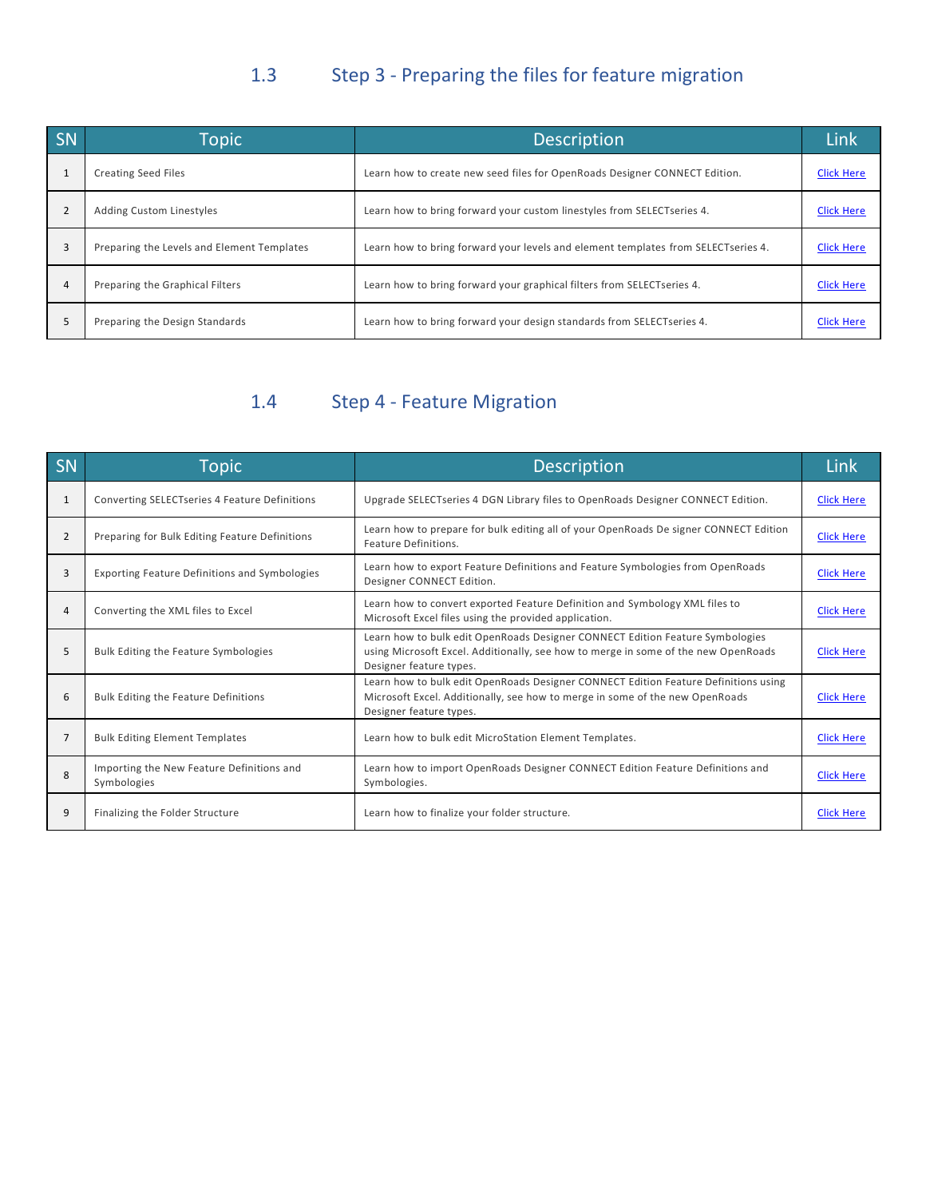## 1.3 Step 3 - Preparing the files for feature migration

| SN | Topic | Description | Link |
|---|---|---|---|
| 1 | Creating Seed Files | Learn how to create new seed files for OpenRoads Designer CONNECT Edition. | Click Here |
| 2 | Adding Custom Linestyles | Learn how to bring forward your custom linestyles from SELECTseries 4. | Click Here |
| 3 | Preparing the Levels and Element Templates | Learn how to bring forward your levels and element templates from SELECTseries 4. | Click Here |
| 4 | Preparing the Graphical Filters | Learn how to bring forward your graphical filters from SELECTseries 4. | Click Here |
| 5 | Preparing the Design Standards | Learn how to bring forward your design standards from SELECTseries 4. | Click Here |

## 1.4 Step 4 - Feature Migration

| SN | Topic | Description | Link |
|---|---|---|---|
| 1 | Converting SELECTseries 4 Feature Definitions | Upgrade SELECTseries 4 DGN Library files to OpenRoads Designer CONNECT Edition. | Click Here |
| 2 | Preparing for Bulk Editing Feature Definitions | Learn how to prepare for bulk editing all of your OpenRoads De signer CONNECT Edition Feature Definitions. | Click Here |
| 3 | Exporting Feature Definitions and Symbologies | Learn how to export Feature Definitions and Feature Symbologies from OpenRoads Designer CONNECT Edition. | Click Here |
| 4 | Converting the XML files to Excel | Learn how to convert exported Feature Definition and Symbology XML files to Microsoft Excel files using the provided application. | Click Here |
| 5 | Bulk Editing the Feature Symbologies | Learn how to bulk edit OpenRoads Designer CONNECT Edition Feature Symbologies using Microsoft Excel. Additionally, see how to merge in some of the new OpenRoads Designer feature types. | Click Here |
| 6 | Bulk Editing the Feature Definitions | Learn how to bulk edit OpenRoads Designer CONNECT Edition Feature Definitions using Microsoft Excel. Additionally, see how to merge in some of the new OpenRoads Designer feature types. | Click Here |
| 7 | Bulk Editing Element Templates | Learn how to bulk edit MicroStation Element Templates. | Click Here |
| 8 | Importing the New Feature Definitions and Symbologies | Learn how to import OpenRoads Designer CONNECT Edition Feature Definitions and Symbologies. | Click Here |
| 9 | Finalizing the Folder Structure | Learn how to finalize your folder structure. | Click Here |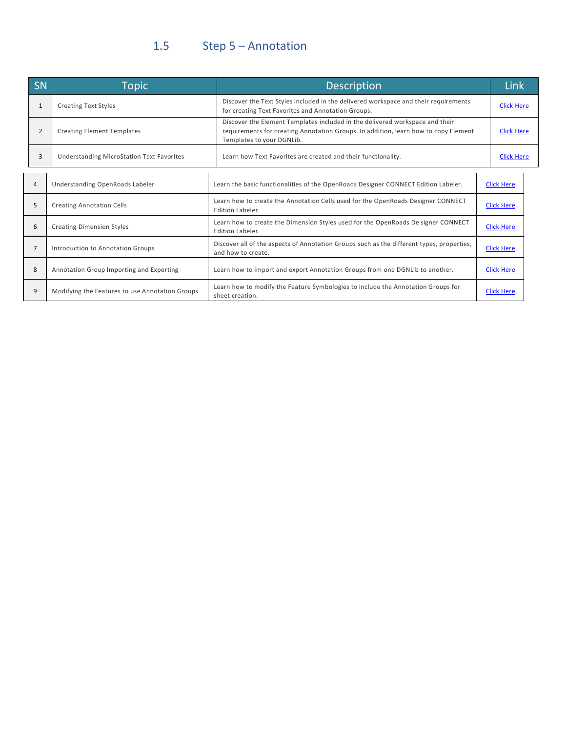## 1.5 Step 5 – Annotation

| SN | Topic | Description | Link |
|---|---|---|---|
| 1 | Creating Text Styles | Discover the Text Styles included in the delivered workspace and their requirements for creating Text Favorites and Annotation Groups. | Click Here |
| 2 | Creating Element Templates | Discover the Element Templates included in the delivered workspace and their requirements for creating Annotation Groups. In addition, learn how to copy Element Templates to your DGNLib. | Click Here |
| 3 | Understanding MicroStation Text Favorites | Learn how Text Favorites are created and their functionality. | Click Here |
| 4 | Understanding OpenRoads Labeler | Learn the basic functionalities of the OpenRoads Designer CONNECT Edition Labeler. | Click Here |
| 5 | Creating Annotation Cells | Learn how to create the Annotation Cells used for the OpenRoads Designer CONNECT Edition Labeler. | Click Here |
| 6 | Creating Dimension Styles | Learn how to create the Dimension Styles used for the OpenRoads De signer CONNECT Edition Labeler. | Click Here |
| 7 | Introduction to Annotation Groups | Discover all of the aspects of Annotation Groups such as the different types, properties, and how to create. | Click Here |
| 8 | Annotation Group Importing and Exporting | Learn how to import and export Annotation Groups from one DGNLib to another. | Click Here |
| 9 | Modifying the Features to use Annotation Groups | Learn how to modify the Feature Symbologies to include the Annotation Groups for sheet creation. | Click Here |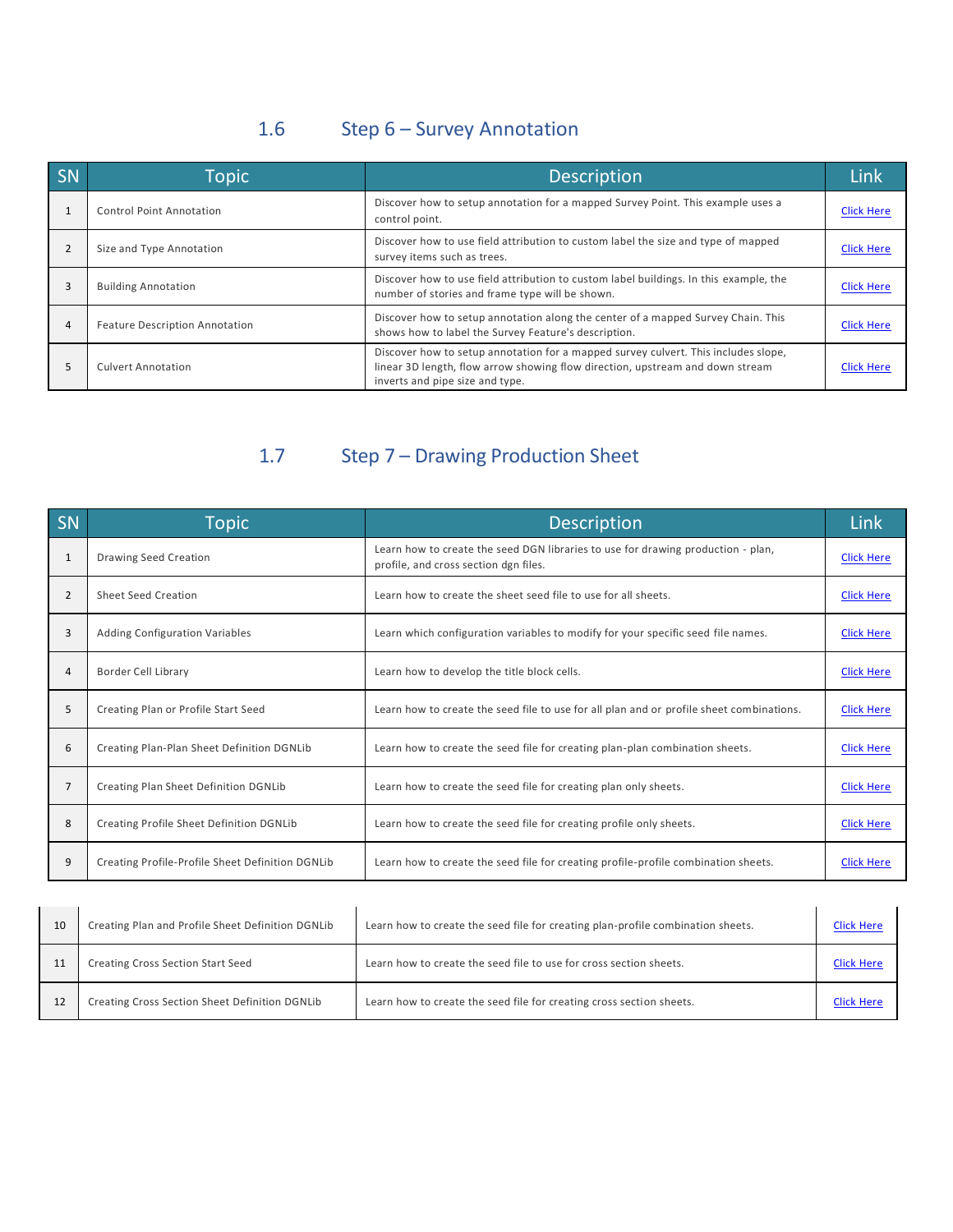## 1.6 Step 6 – Survey Annotation

| SN | Topic | Description | Link |
|---|---|---|---|
| 1 | Control Point Annotation | Discover how to setup annotation for a mapped Survey Point. This example uses a control point. | Click Here |
| 2 | Size and Type Annotation | Discover how to use field attribution to custom label the size and type of mapped survey items such as trees. | Click Here |
| 3 | Building Annotation | Discover how to use field attribution to custom label buildings. In this example, the number of stories and frame type will be shown. | Click Here |
| 4 | Feature Description Annotation | Discover how to setup annotation along the center of a mapped Survey Chain. This shows how to label the Survey Feature's description. | Click Here |
| 5 | Culvert Annotation | Discover how to setup annotation for a mapped survey culvert. This includes slope, linear 3D length, flow arrow showing flow direction, upstream and down stream inverts and pipe size and type. | Click Here |

## 1.7 Step 7 – Drawing Production Sheet

| SN | Topic | Description | Link |
|---|---|---|---|
| 1 | Drawing Seed Creation | Learn how to create the seed DGN libraries to use for drawing production - plan, profile, and cross section dgn files. | Click Here |
| 2 | Sheet Seed Creation | Learn how to create the sheet seed file to use for all sheets. | Click Here |
| 3 | Adding Configuration Variables | Learn which configuration variables to modify for your specific seed file names. | Click Here |
| 4 | Border Cell Library | Learn how to develop the title block cells. | Click Here |
| 5 | Creating Plan or Profile Start Seed | Learn how to create the seed file to use for all plan and or profile sheet combinations. | Click Here |
| 6 | Creating Plan-Plan Sheet Definition DGNLib | Learn how to create the seed file for creating plan-plan combination sheets. | Click Here |
| 7 | Creating Plan Sheet Definition DGNLib | Learn how to create the seed file for creating plan only sheets. | Click Here |
| 8 | Creating Profile Sheet Definition DGNLib | Learn how to create the seed file for creating profile only sheets. | Click Here |
| 9 | Creating Profile-Profile Sheet Definition DGNLib | Learn how to create the seed file for creating profile-profile combination sheets. | Click Here |
| 10 | Creating Plan and Profile Sheet Definition DGNLib | Learn how to create the seed file for creating plan-profile combination sheets. | Click Here |
| 11 | Creating Cross Section Start Seed | Learn how to create the seed file to use for cross section sheets. | Click Here |
| 12 | Creating Cross Section Sheet Definition DGNLib | Learn how to create the seed file for creating cross section sheets. | Click Here |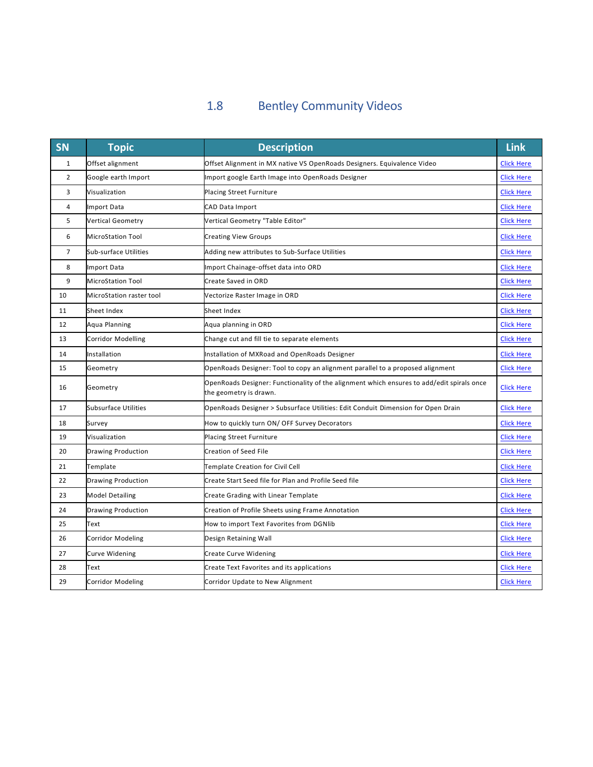## 1.8 Bentley Community Videos

| SN | Topic | Description | Link |
|---|---|---|---|
| 1 | Offset alignment | Offset Alignment in MX native VS OpenRoads Designers. Equivalence Video | Click Here |
| 2 | Google earth Import | Import google Earth Image into OpenRoads Designer | Click Here |
| 3 | Visualization | Placing Street Furniture | Click Here |
| 4 | Import Data | CAD Data Import | Click Here |
| 5 | Vertical Geometry | Vertical Geometry "Table Editor" | Click Here |
| 6 | MicroStation Tool | Creating View Groups | Click Here |
| 7 | Sub-surface Utilities | Adding new attributes to Sub-Surface Utilities | Click Here |
| 8 | Import Data | Import Chainage-offset data into ORD | Click Here |
| 9 | MicroStation Tool | Create Saved in ORD | Click Here |
| 10 | MicroStation raster tool | Vectorize Raster Image in ORD | Click Here |
| 11 | Sheet Index | Sheet Index | Click Here |
| 12 | Aqua Planning | Aqua planning in ORD | Click Here |
| 13 | Corridor Modelling | Change cut and fill tie to separate elements | Click Here |
| 14 | Installation | Installation of MXRoad and OpenRoads Designer | Click Here |
| 15 | Geometry | OpenRoads Designer: Tool to copy an alignment parallel to a proposed alignment | Click Here |
| 16 | Geometry | OpenRoads Designer: Functionality of the alignment which ensures to add/edit spirals once the geometry is drawn. | Click Here |
| 17 | Subsurface Utilities | OpenRoads Designer > Subsurface Utilities: Edit Conduit Dimension for Open Drain | Click Here |
| 18 | Survey | How to quickly turn ON/ OFF Survey Decorators | Click Here |
| 19 | Visualization | Placing Street Furniture | Click Here |
| 20 | Drawing Production | Creation of Seed File | Click Here |
| 21 | Template | Template Creation for Civil Cell | Click Here |
| 22 | Drawing Production | Create Start Seed file for Plan and Profile Seed file | Click Here |
| 23 | Model Detailing | Create Grading with Linear Template | Click Here |
| 24 | Drawing Production | Creation of Profile Sheets using Frame Annotation | Click Here |
| 25 | Text | How to import Text Favorites from DGNlib | Click Here |
| 26 | Corridor Modeling | Design Retaining Wall | Click Here |
| 27 | Curve Widening | Create Curve Widening | Click Here |
| 28 | Text | Create Text Favorites and its applications | Click Here |
| 29 | Corridor Modeling | Corridor Update to New Alignment | Click Here |